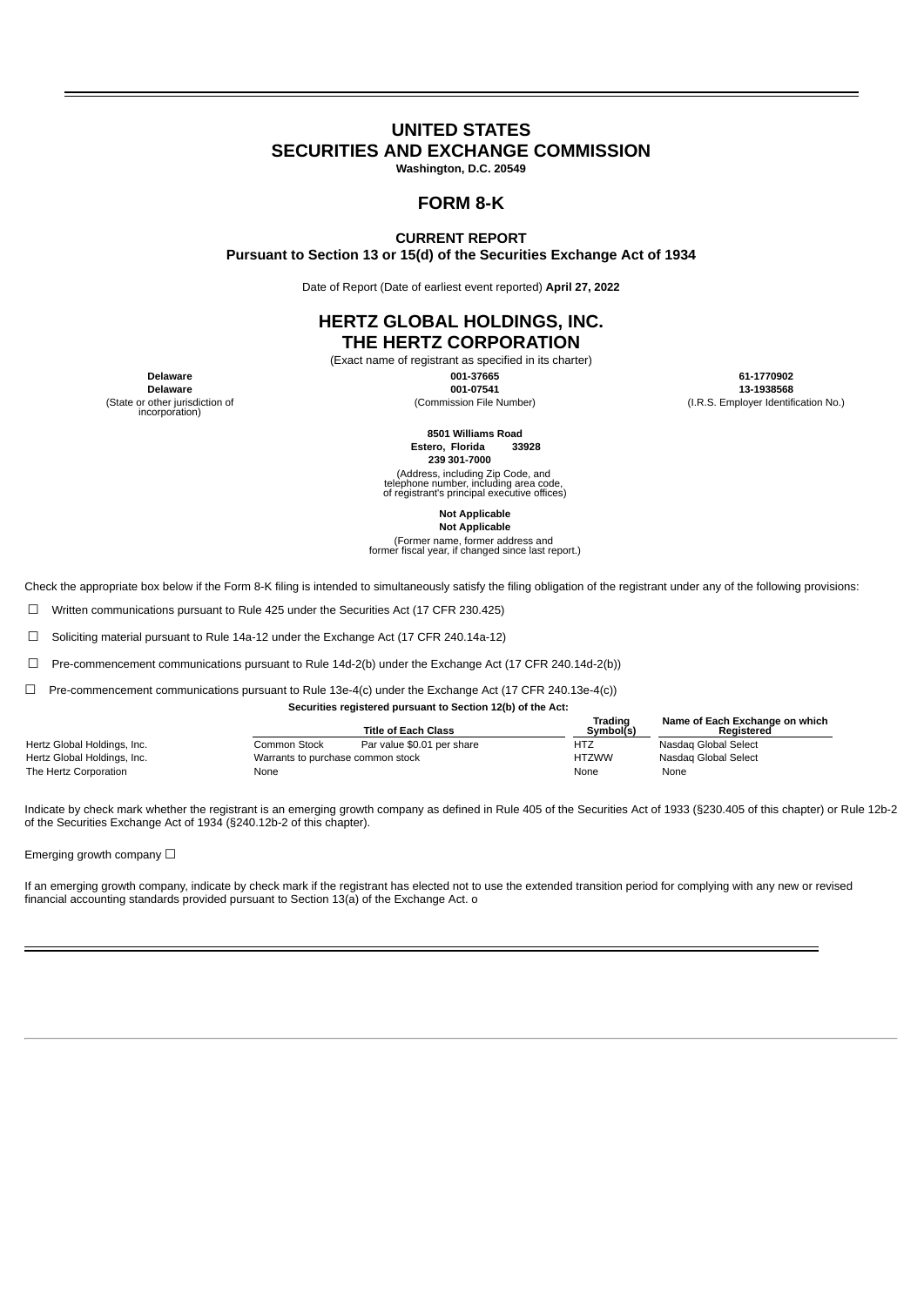# UNITED STATES
# SECURITIES AND EXCHANGE COMMISSION

**Washington, D.C. 20549**

## FORM 8-K

**CURRENT REPORT**
**Pursuant to Section 13 or 15(d) of the Securities Exchange Act of 1934**

Date of Report (Date of earliest event reported) **April 27, 2022**

# HERTZ GLOBAL HOLDINGS, INC.
# THE HERTZ CORPORATION

(Exact name of registrant as specified in its charter)

| (State or other jurisdiction of incorporation) | (Commission File Number) | (I.R.S. Employer Identification No.) |
|---|---|---|
| **Delaware** | **001-37665** | **61-1770902** |
| **Delaware** | **001-07541** | **13-1938568** |

**8501 Williams Road**
**Estero, Florida 33928**
**239 301-7000**

(Address, including Zip Code, and telephone number, including area code, of registrant's principal executive offices)

**Not Applicable**
**Not Applicable**

(Former name, former address and former fiscal year, if changed since last report.)

Check the appropriate box below if the Form 8-K filing is intended to simultaneously satisfy the filing obligation of the registrant under any of the following provisions:

☐ Written communications pursuant to Rule 425 under the Securities Act (17 CFR 230.425)

☐ Soliciting material pursuant to Rule 14a-12 under the Exchange Act (17 CFR 240.14a-12)

☐ Pre-commencement communications pursuant to Rule 14d-2(b) under the Exchange Act (17 CFR 240.14d-2(b))

☐ Pre-commencement communications pursuant to Rule 13e-4(c) under the Exchange Act (17 CFR 240.13e-4(c))

**Securities registered pursuant to Section 12(b) of the Act:**

| | Title of Each Class | | Trading Symbol(s) | Name of Each Exchange on which Registered |
|---|---|---|---|---|
| Hertz Global Holdings, Inc. | Common Stock | Par value $0.01 per share | HTZ | Nasdaq Global Select |
| Hertz Global Holdings, Inc. | Warrants to purchase common stock | | HTZWW | Nasdaq Global Select |
| The Hertz Corporation | None | | None | None |

Indicate by check mark whether the registrant is an emerging growth company as defined in Rule 405 of the Securities Act of 1933 (§230.405 of this chapter) or Rule 12b-2 of the Securities Exchange Act of 1934 (§240.12b-2 of this chapter).

Emerging growth company ☐

If an emerging growth company, indicate by check mark if the registrant has elected not to use the extended transition period for complying with any new or revised financial accounting standards provided pursuant to Section 13(a) of the Exchange Act. o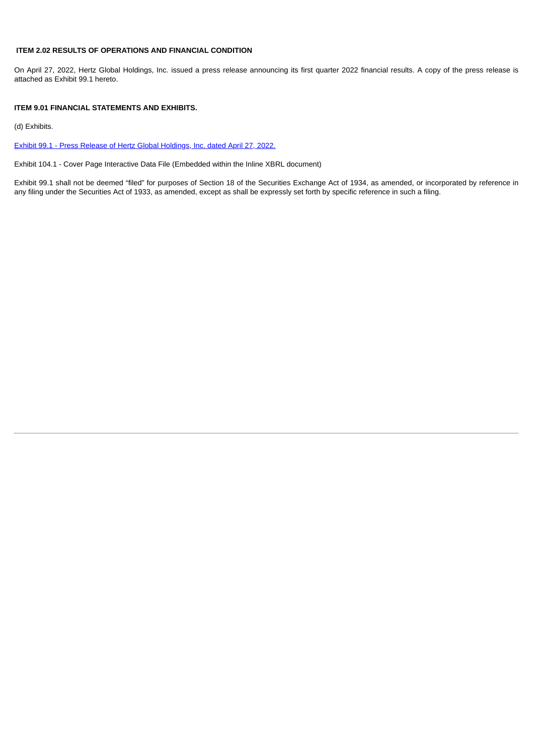**ITEM 2.02 RESULTS OF OPERATIONS AND FINANCIAL CONDITION**

On April 27, 2022, Hertz Global Holdings, Inc. issued a press release announcing its first quarter 2022 financial results. A copy of the press release is attached as Exhibit 99.1 hereto.

**ITEM 9.01 FINANCIAL STATEMENTS AND EXHIBITS.**

(d) Exhibits.

Exhibit 99.1 - Press Release of Hertz Global Holdings, Inc. dated April 27, 2022.

Exhibit 104.1 - Cover Page Interactive Data File (Embedded within the Inline XBRL document)

Exhibit 99.1 shall not be deemed "filed" for purposes of Section 18 of the Securities Exchange Act of 1934, as amended, or incorporated by reference in any filing under the Securities Act of 1933, as amended, except as shall be expressly set forth by specific reference in such a filing.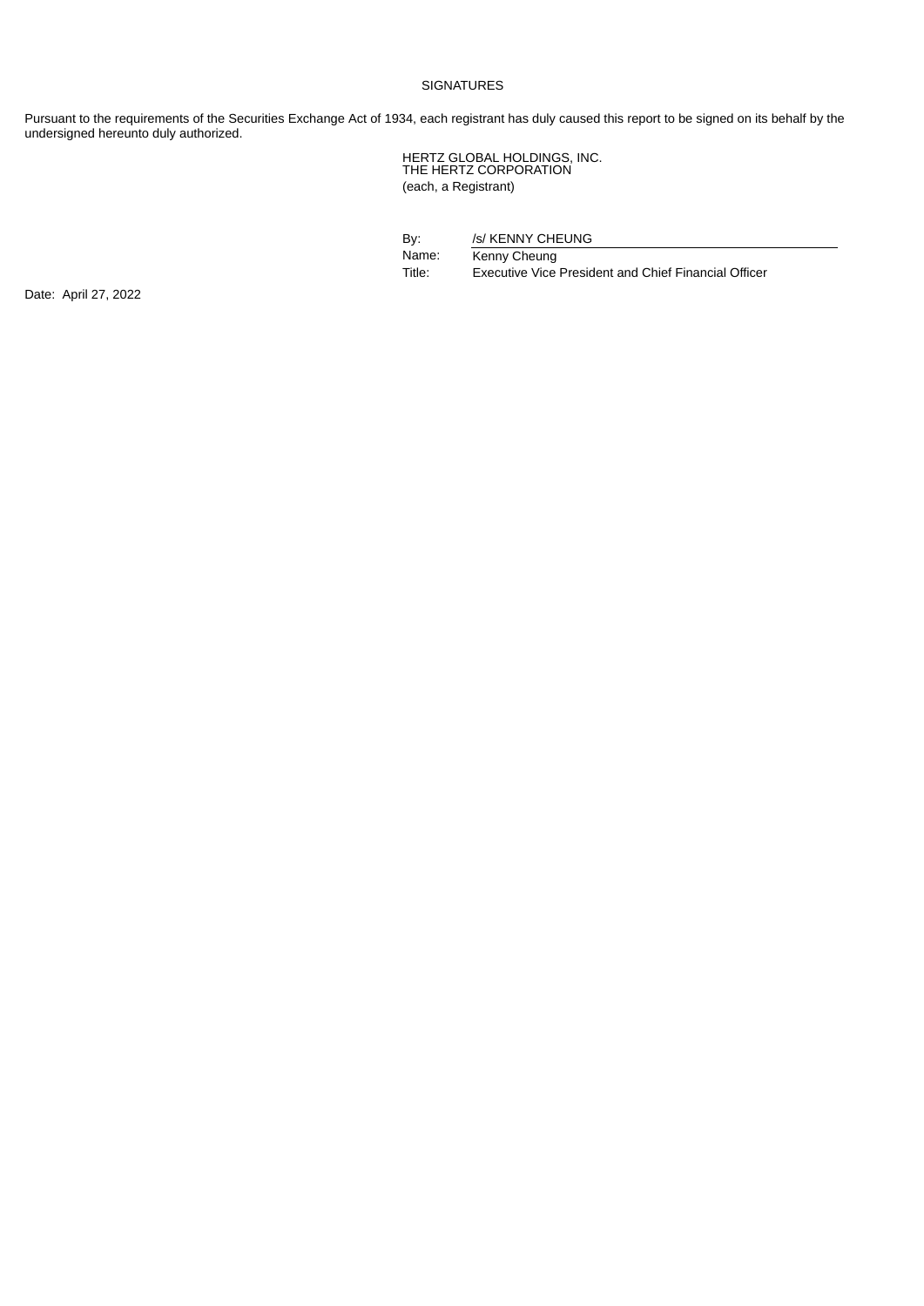SIGNATURES

Pursuant to the requirements of the Securities Exchange Act of 1934, each registrant has duly caused this report to be signed on its behalf by the undersigned hereunto duly authorized.

HERTZ GLOBAL HOLDINGS, INC.
THE HERTZ CORPORATION
(each, a Registrant)

| | |
|---|---|
| By: | /s/ KENNY CHEUNG |
| Name: | Kenny Cheung |
| Title: | Executive Vice President and Chief Financial Officer |

Date: April 27, 2022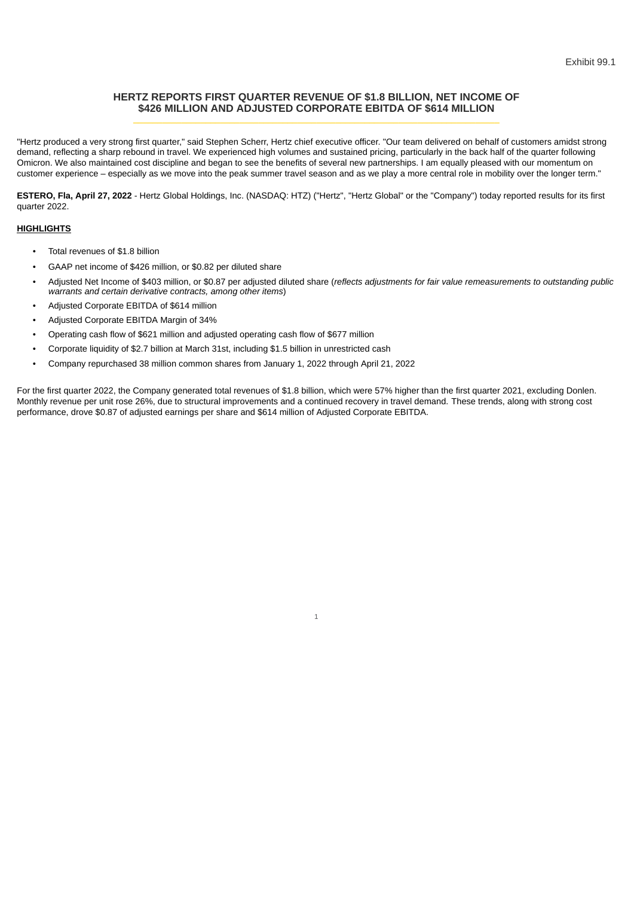Exhibit 99.1

# HERTZ REPORTS FIRST QUARTER REVENUE OF $1.8 BILLION, NET INCOME OF $426 MILLION AND ADJUSTED CORPORATE EBITDA OF $614 MILLION

"Hertz produced a very strong first quarter," said Stephen Scherr, Hertz chief executive officer. "Our team delivered on behalf of customers amidst strong demand, reflecting a sharp rebound in travel. We experienced high volumes and sustained pricing, particularly in the back half of the quarter following Omicron. We also maintained cost discipline and began to see the benefits of several new partnerships. I am equally pleased with our momentum on customer experience – especially as we move into the peak summer travel season and as we play a more central role in mobility over the longer term."

**ESTERO, Fla, April 27, 2022** - Hertz Global Holdings, Inc. (NASDAQ: HTZ) ("Hertz", "Hertz Global" or the "Company") today reported results for its first quarter 2022.

## HIGHLIGHTS

- Total revenues of $1.8 billion
- GAAP net income of $426 million, or $0.82 per diluted share
- Adjusted Net Income of $403 million, or $0.87 per adjusted diluted share (*reflects adjustments for fair value remeasurements to outstanding public warrants and certain derivative contracts, among other items*)
- Adjusted Corporate EBITDA of $614 million
- Adjusted Corporate EBITDA Margin of 34%
- Operating cash flow of $621 million and adjusted operating cash flow of $677 million
- Corporate liquidity of $2.7 billion at March 31st, including $1.5 billion in unrestricted cash
- Company repurchased 38 million common shares from January 1, 2022 through April 21, 2022

For the first quarter 2022, the Company generated total revenues of $1.8 billion, which were 57% higher than the first quarter 2021, excluding Donlen. Monthly revenue per unit rose 26%, due to structural improvements and a continued recovery in travel demand. These trends, along with strong cost performance, drove $0.87 of adjusted earnings per share and $614 million of Adjusted Corporate EBITDA.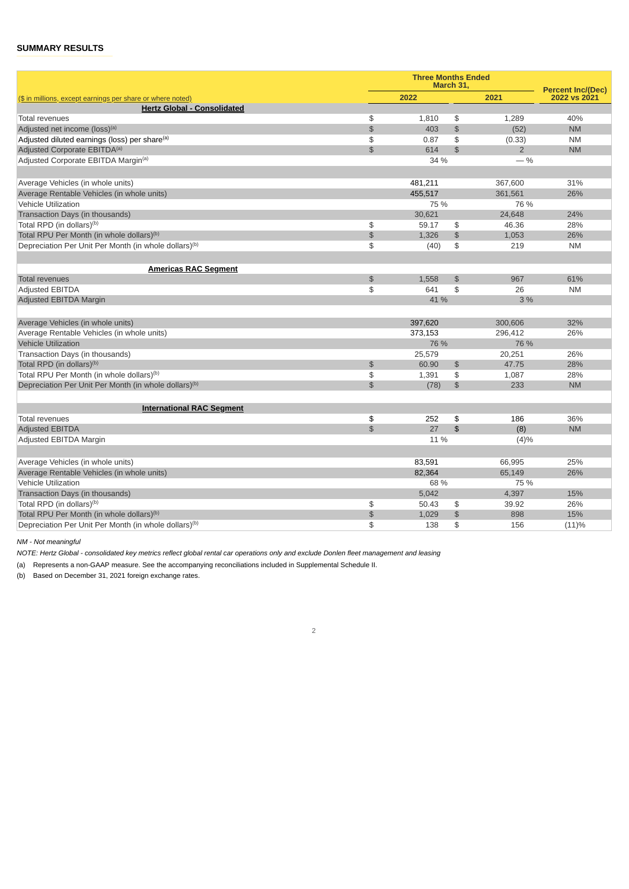## SUMMARY RESULTS

| ($ in millions, except earnings per share or where noted) | Three Months Ended March 31, 2022 | Three Months Ended March 31, 2021 | Percent Inc/(Dec) 2022 vs 2021 |
|---|---|---|---|
| **Hertz Global - Consolidated** | | | |
| Total revenues | $ 1,810 | $ 1,289 | 40% |
| Adjusted net income (loss)[(a)] | $ 403 | $ (52) | NM |
| Adjusted diluted earnings (loss) per share[(a)] | $ 0.87 | $ (0.33) | NM |
| Adjusted Corporate EBITDA[(a)] | $ 614 | $ 2 | NM |
| Adjusted Corporate EBITDA Margin[(a)] | 34 % | — % | |
| | | | |
| Average Vehicles (in whole units) | 481,211 | 367,600 | 31% |
| Average Rentable Vehicles (in whole units) | 455,517 | 361,561 | 26% |
| Vehicle Utilization | 75 % | 76 % | |
| Transaction Days (in thousands) | 30,621 | 24,648 | 24% |
| Total RPD (in dollars)[(b)] | $ 59.17 | $ 46.36 | 28% |
| Total RPU Per Month (in whole dollars)[(b)] | $ 1,326 | $ 1,053 | 26% |
| Depreciation Per Unit Per Month (in whole dollars)[(b)] | $ (40) | $ 219 | NM |
| | | | |
| **Americas RAC Segment** | | | |
| Total revenues | $ 1,558 | $ 967 | 61% |
| Adjusted EBITDA | $ 641 | $ 26 | NM |
| Adjusted EBITDA Margin | 41 % | 3 % | |
| | | | |
| Average Vehicles (in whole units) | 397,620 | 300,606 | 32% |
| Average Rentable Vehicles (in whole units) | 373,153 | 296,412 | 26% |
| Vehicle Utilization | 76 % | 76 % | |
| Transaction Days (in thousands) | 25,579 | 20,251 | 26% |
| Total RPD (in dollars)[(b)] | $ 60.90 | $ 47.75 | 28% |
| Total RPU Per Month (in whole dollars)[(b)] | $ 1,391 | $ 1,087 | 28% |
| Depreciation Per Unit Per Month (in whole dollars)[(b)] | $ (78) | $ 233 | NM |
| | | | |
| **International RAC Segment** | | | |
| Total revenues | $ 252 | $ 186 | 36% |
| Adjusted EBITDA | $ 27 | $ (8) | NM |
| Adjusted EBITDA Margin | 11 % | (4)% | |
| | | | |
| Average Vehicles (in whole units) | 83,591 | 66,995 | 25% |
| Average Rentable Vehicles (in whole units) | 82,364 | 65,149 | 26% |
| Vehicle Utilization | 68 % | 75 % | |
| Transaction Days (in thousands) | 5,042 | 4,397 | 15% |
| Total RPD (in dollars)[(b)] | $ 50.43 | $ 39.92 | 26% |
| Total RPU Per Month (in whole dollars)[(b)] | $ 1,029 | $ 898 | 15% |
| Depreciation Per Unit Per Month (in whole dollars)[(b)] | $ 138 | $ 156 | (11)% |

*NM - Not meaningful*

*NOTE: Hertz Global - consolidated key metrics reflect global rental car operations only and exclude Donlen fleet management and leasing*

(a) Represents a non-GAAP measure. See the accompanying reconciliations included in Supplemental Schedule II.

(b) Based on December 31, 2021 foreign exchange rates.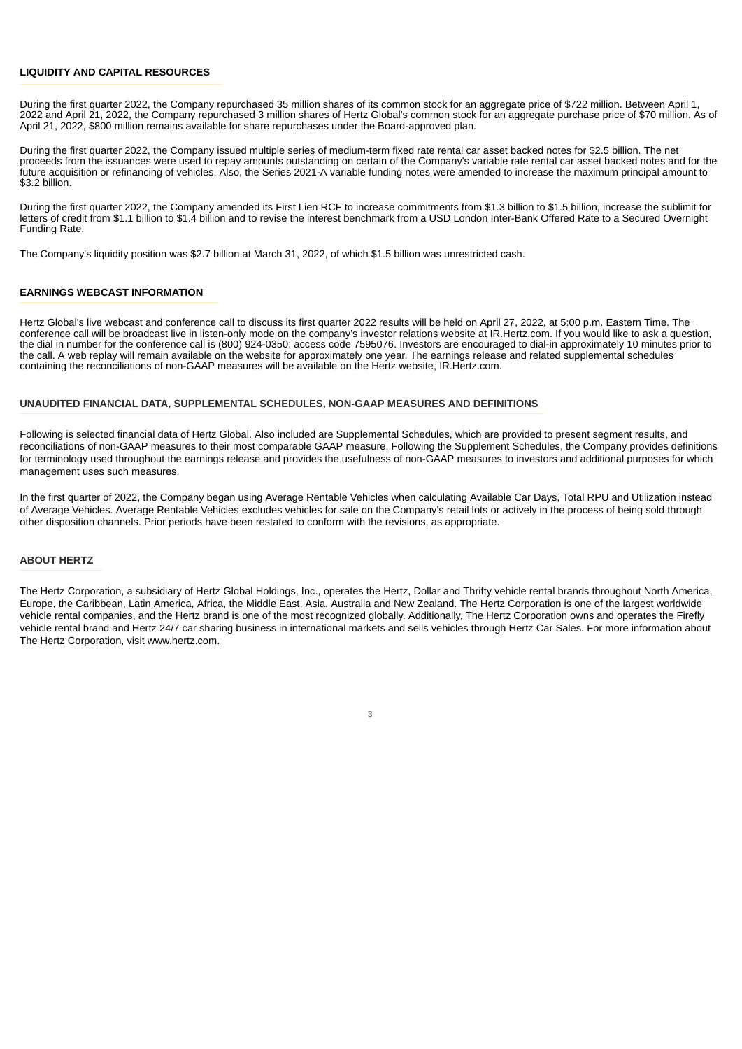## LIQUIDITY AND CAPITAL RESOURCES

During the first quarter 2022, the Company repurchased 35 million shares of its common stock for an aggregate price of $722 million. Between April 1, 2022 and April 21, 2022, the Company repurchased 3 million shares of Hertz Global's common stock for an aggregate purchase price of $70 million. As of April 21, 2022, $800 million remains available for share repurchases under the Board-approved plan.

During the first quarter 2022, the Company issued multiple series of medium-term fixed rate rental car asset backed notes for $2.5 billion. The net proceeds from the issuances were used to repay amounts outstanding on certain of the Company's variable rate rental car asset backed notes and for the future acquisition or refinancing of vehicles. Also, the Series 2021-A variable funding notes were amended to increase the maximum principal amount to $3.2 billion.

During the first quarter 2022, the Company amended its First Lien RCF to increase commitments from $1.3 billion to $1.5 billion, increase the sublimit for letters of credit from $1.1 billion to $1.4 billion and to revise the interest benchmark from a USD London Inter-Bank Offered Rate to a Secured Overnight Funding Rate.

The Company's liquidity position was $2.7 billion at March 31, 2022, of which $1.5 billion was unrestricted cash.

## EARNINGS WEBCAST INFORMATION

Hertz Global's live webcast and conference call to discuss its first quarter 2022 results will be held on April 27, 2022, at 5:00 p.m. Eastern Time. The conference call will be broadcast live in listen-only mode on the company's investor relations website at IR.Hertz.com. If you would like to ask a question, the dial in number for the conference call is (800) 924-0350; access code 7595076. Investors are encouraged to dial-in approximately 10 minutes prior to the call. A web replay will remain available on the website for approximately one year. The earnings release and related supplemental schedules containing the reconciliations of non-GAAP measures will be available on the Hertz website, IR.Hertz.com.

## UNAUDITED FINANCIAL DATA, SUPPLEMENTAL SCHEDULES, NON-GAAP MEASURES AND DEFINITIONS

Following is selected financial data of Hertz Global. Also included are Supplemental Schedules, which are provided to present segment results, and reconciliations of non-GAAP measures to their most comparable GAAP measure. Following the Supplement Schedules, the Company provides definitions for terminology used throughout the earnings release and provides the usefulness of non-GAAP measures to investors and additional purposes for which management uses such measures.

In the first quarter of 2022, the Company began using Average Rentable Vehicles when calculating Available Car Days, Total RPU and Utilization instead of Average Vehicles. Average Rentable Vehicles excludes vehicles for sale on the Company's retail lots or actively in the process of being sold through other disposition channels. Prior periods have been restated to conform with the revisions, as appropriate.

## ABOUT HERTZ

The Hertz Corporation, a subsidiary of Hertz Global Holdings, Inc., operates the Hertz, Dollar and Thrifty vehicle rental brands throughout North America, Europe, the Caribbean, Latin America, Africa, the Middle East, Asia, Australia and New Zealand. The Hertz Corporation is one of the largest worldwide vehicle rental companies, and the Hertz brand is one of the most recognized globally. Additionally, The Hertz Corporation owns and operates the Firefly vehicle rental brand and Hertz 24/7 car sharing business in international markets and sells vehicles through Hertz Car Sales. For more information about The Hertz Corporation, visit www.hertz.com.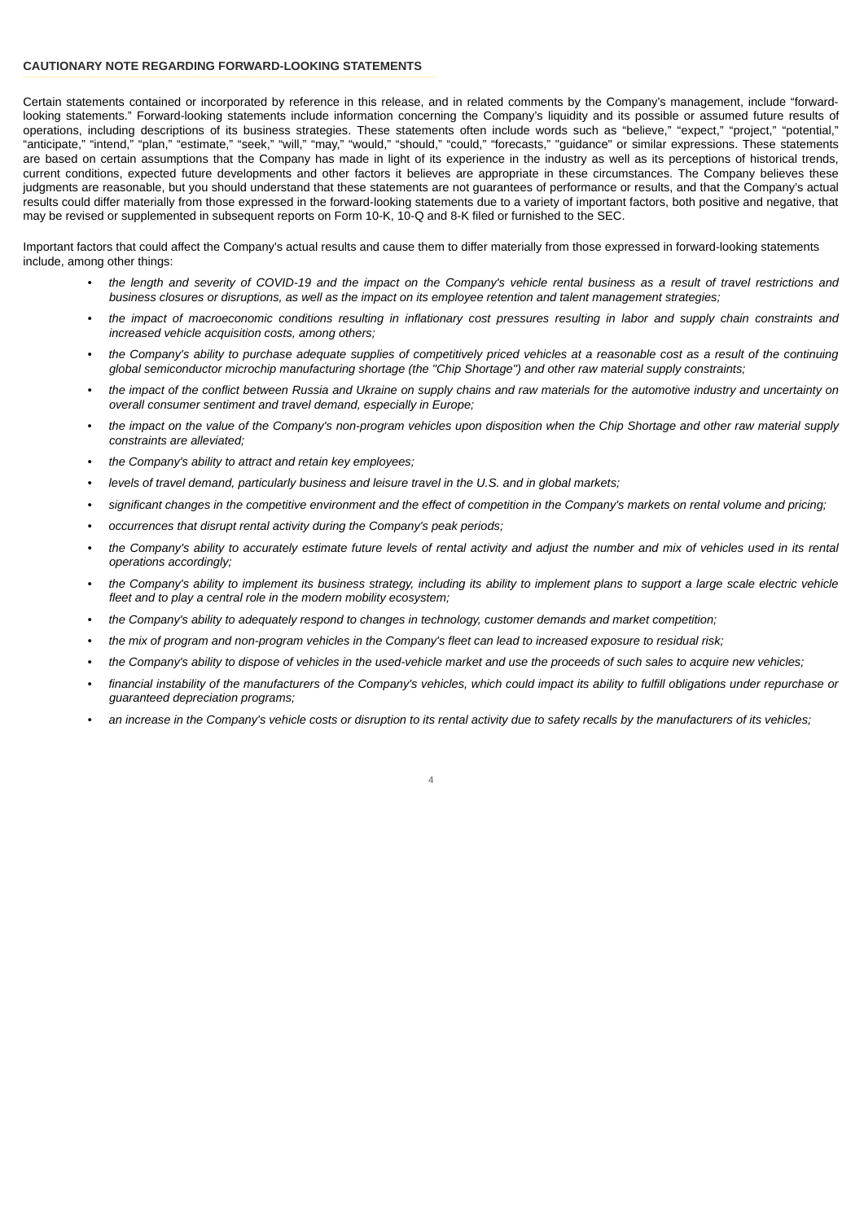## CAUTIONARY NOTE REGARDING FORWARD-LOOKING STATEMENTS

Certain statements contained or incorporated by reference in this release, and in related comments by the Company's management, include "forward-looking statements." Forward-looking statements include information concerning the Company's liquidity and its possible or assumed future results of operations, including descriptions of its business strategies. These statements often include words such as "believe," "expect," "project," "potential," "anticipate," "intend," "plan," "estimate," "seek," "will," "may," "would," "should," "could," "forecasts," "guidance" or similar expressions. These statements are based on certain assumptions that the Company has made in light of its experience in the industry as well as its perceptions of historical trends, current conditions, expected future developments and other factors it believes are appropriate in these circumstances. The Company believes these judgments are reasonable, but you should understand that these statements are not guarantees of performance or results, and that the Company's actual results could differ materially from those expressed in the forward-looking statements due to a variety of important factors, both positive and negative, that may be revised or supplemented in subsequent reports on Form 10-K, 10-Q and 8-K filed or furnished to the SEC.

Important factors that could affect the Company's actual results and cause them to differ materially from those expressed in forward-looking statements include, among other things:

- *the length and severity of COVID-19 and the impact on the Company's vehicle rental business as a result of travel restrictions and business closures or disruptions, as well as the impact on its employee retention and talent management strategies;*
- *the impact of macroeconomic conditions resulting in inflationary cost pressures resulting in labor and supply chain constraints and increased vehicle acquisition costs, among others;*
- *the Company's ability to purchase adequate supplies of competitively priced vehicles at a reasonable cost as a result of the continuing global semiconductor microchip manufacturing shortage (the "Chip Shortage") and other raw material supply constraints;*
- *the impact of the conflict between Russia and Ukraine on supply chains and raw materials for the automotive industry and uncertainty on overall consumer sentiment and travel demand, especially in Europe;*
- *the impact on the value of the Company's non-program vehicles upon disposition when the Chip Shortage and other raw material supply constraints are alleviated;*
- *the Company's ability to attract and retain key employees;*
- *levels of travel demand, particularly business and leisure travel in the U.S. and in global markets;*
- *significant changes in the competitive environment and the effect of competition in the Company's markets on rental volume and pricing;*
- *occurrences that disrupt rental activity during the Company's peak periods;*
- *the Company's ability to accurately estimate future levels of rental activity and adjust the number and mix of vehicles used in its rental operations accordingly;*
- *the Company's ability to implement its business strategy, including its ability to implement plans to support a large scale electric vehicle fleet and to play a central role in the modern mobility ecosystem;*
- *the Company's ability to adequately respond to changes in technology, customer demands and market competition;*
- *the mix of program and non-program vehicles in the Company's fleet can lead to increased exposure to residual risk;*
- *the Company's ability to dispose of vehicles in the used-vehicle market and use the proceeds of such sales to acquire new vehicles;*
- *financial instability of the manufacturers of the Company's vehicles, which could impact its ability to fulfill obligations under repurchase or guaranteed depreciation programs;*
- *an increase in the Company's vehicle costs or disruption to its rental activity due to safety recalls by the manufacturers of its vehicles;*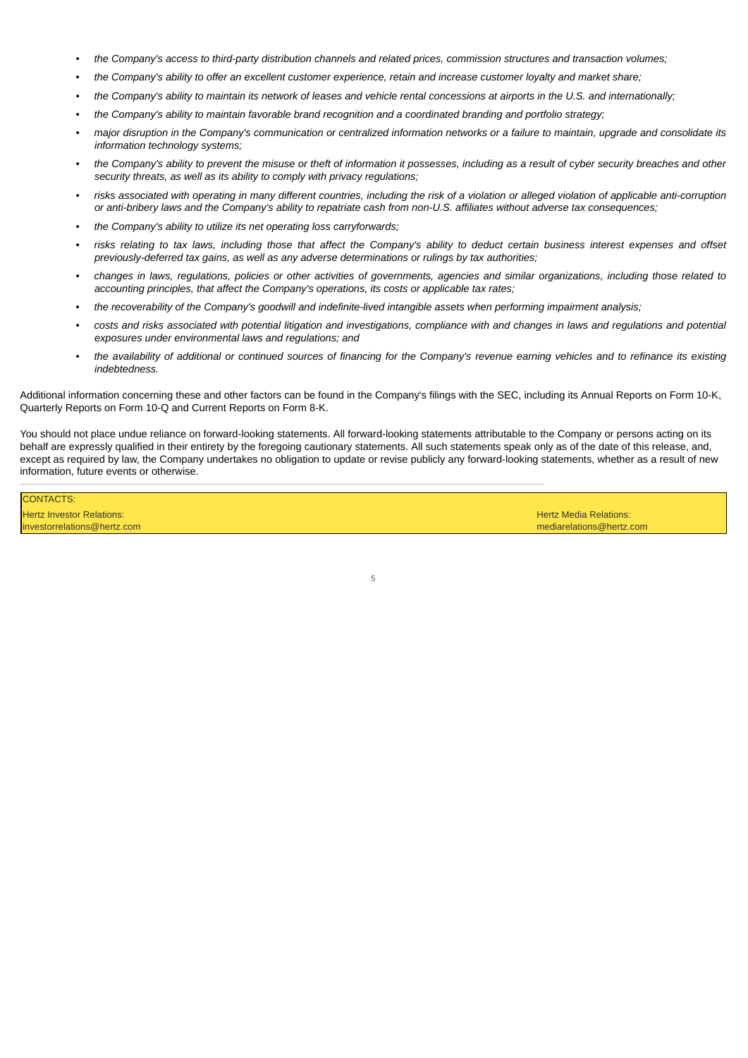- *the Company's access to third-party distribution channels and related prices, commission structures and transaction volumes;*
- *the Company's ability to offer an excellent customer experience, retain and increase customer loyalty and market share;*
- *the Company's ability to maintain its network of leases and vehicle rental concessions at airports in the U.S. and internationally;*
- *the Company's ability to maintain favorable brand recognition and a coordinated branding and portfolio strategy;*
- *major disruption in the Company's communication or centralized information networks or a failure to maintain, upgrade and consolidate its information technology systems;*
- *the Company's ability to prevent the misuse or theft of information it possesses, including as a result of cyber security breaches and other security threats, as well as its ability to comply with privacy regulations;*
- *risks associated with operating in many different countries, including the risk of a violation or alleged violation of applicable anti-corruption or anti-bribery laws and the Company's ability to repatriate cash from non-U.S. affiliates without adverse tax consequences;*
- *the Company's ability to utilize its net operating loss carryforwards;*
- *risks relating to tax laws, including those that affect the Company's ability to deduct certain business interest expenses and offset previously-deferred tax gains, as well as any adverse determinations or rulings by tax authorities;*
- *changes in laws, regulations, policies or other activities of governments, agencies and similar organizations, including those related to accounting principles, that affect the Company's operations, its costs or applicable tax rates;*
- *the recoverability of the Company's goodwill and indefinite-lived intangible assets when performing impairment analysis;*
- *costs and risks associated with potential litigation and investigations, compliance with and changes in laws and regulations and potential exposures under environmental laws and regulations; and*
- *the availability of additional or continued sources of financing for the Company's revenue earning vehicles and to refinance its existing indebtedness.*

Additional information concerning these and other factors can be found in the Company's filings with the SEC, including its Annual Reports on Form 10-K, Quarterly Reports on Form 10-Q and Current Reports on Form 8-K.

You should not place undue reliance on forward-looking statements. All forward-looking statements attributable to the Company or persons acting on its behalf are expressly qualified in their entirety by the foregoing cautionary statements. All such statements speak only as of the date of this release, and, except as required by law, the Company undertakes no obligation to update or revise publicly any forward-looking statements, whether as a result of new information, future events or otherwise.

CONTACTS:

Hertz Investor Relations:
investorrelations@hertz.com

Hertz Media Relations:
mediarelations@hertz.com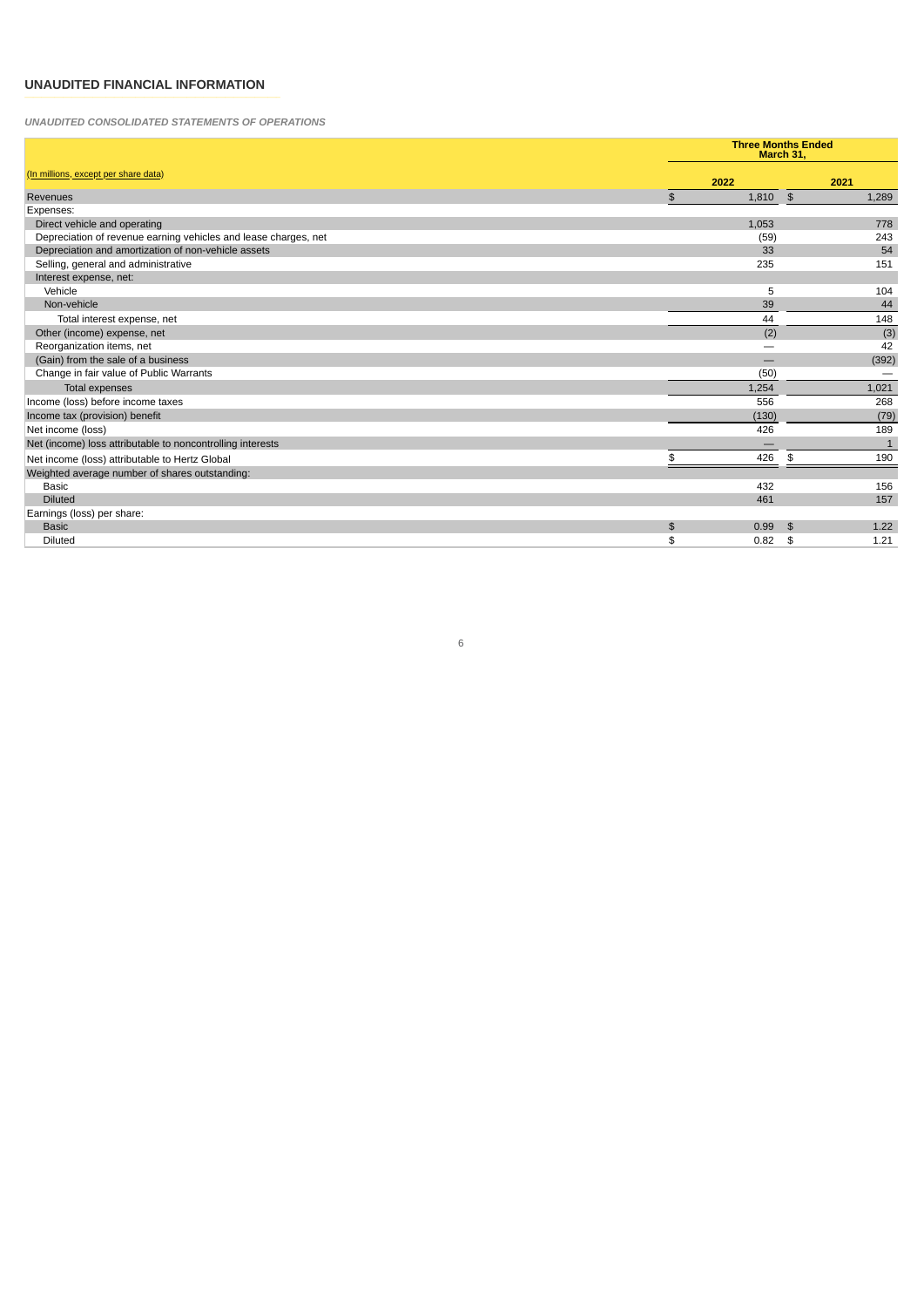## UNAUDITED FINANCIAL INFORMATION

*UNAUDITED CONSOLIDATED STATEMENTS OF OPERATIONS*

| (In millions, except per share data) | Three Months Ended March 31, 2022 | 2021 |
|---|---|---|
| Revenues | $ 1,810 | $ 1,289 |
| Expenses: | | |
| Direct vehicle and operating | 1,053 | 778 |
| Depreciation of revenue earning vehicles and lease charges, net | (59) | 243 |
| Depreciation and amortization of non-vehicle assets | 33 | 54 |
| Selling, general and administrative | 235 | 151 |
| Interest expense, net: | | |
| Vehicle | 5 | 104 |
| Non-vehicle | 39 | 44 |
| Total interest expense, net | 44 | 148 |
| Other (income) expense, net | (2) | (3) |
| Reorganization items, net | — | 42 |
| (Gain) from the sale of a business | — | (392) |
| Change in fair value of Public Warrants | (50) | — |
| Total expenses | 1,254 | 1,021 |
| Income (loss) before income taxes | 556 | 268 |
| Income tax (provision) benefit | (130) | (79) |
| Net income (loss) | 426 | 189 |
| Net (income) loss attributable to noncontrolling interests | — | 1 |
| Net income (loss) attributable to Hertz Global | $ 426 | $ 190 |
| Weighted average number of shares outstanding: | | |
| Basic | 432 | 156 |
| Diluted | 461 | 157 |
| Earnings (loss) per share: | | |
| Basic | $ 0.99 | $ 1.22 |
| Diluted | $ 0.82 | $ 1.21 |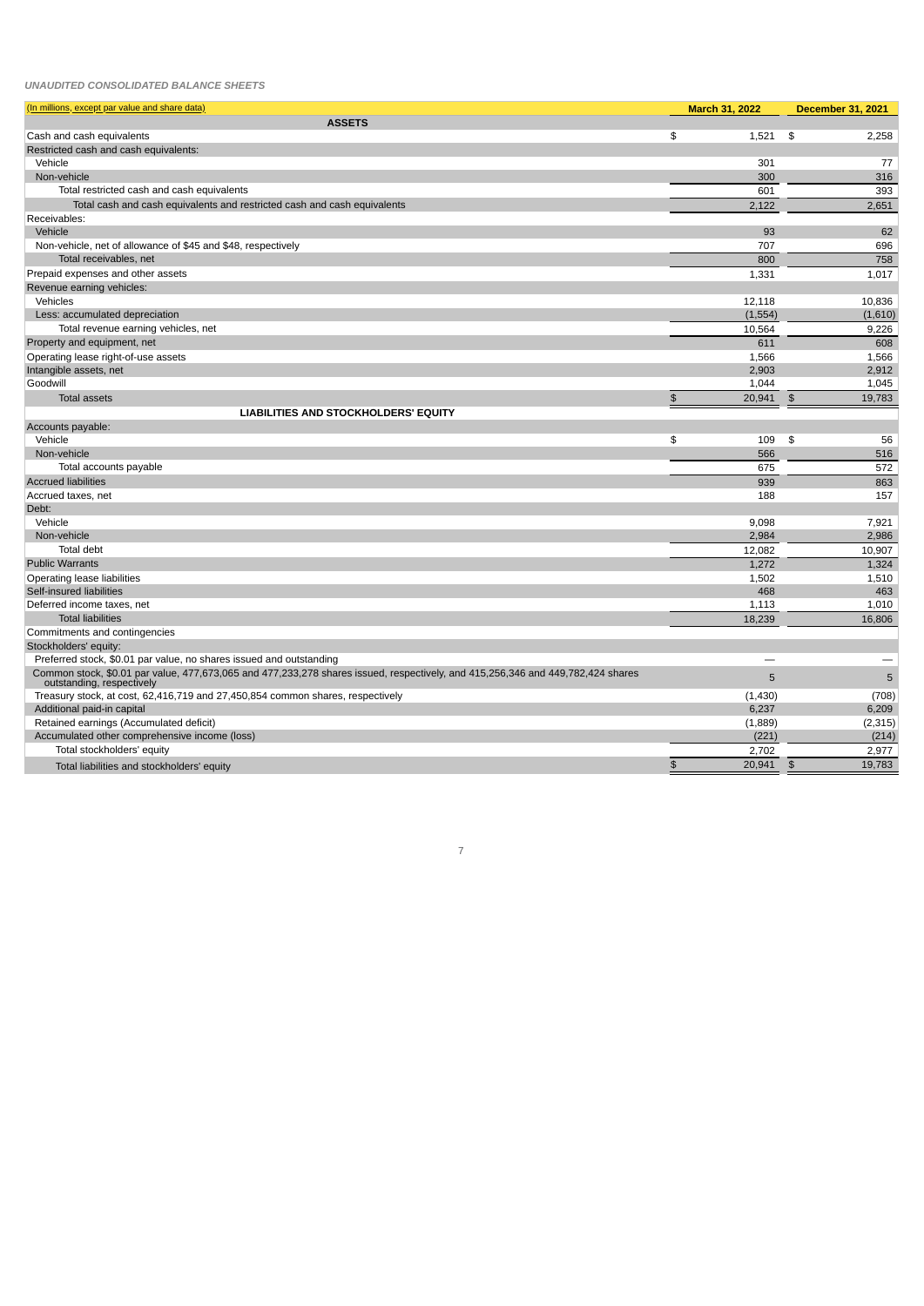*UNAUDITED CONSOLIDATED BALANCE SHEETS*

| (In millions, except par value and share data) | March 31, 2022 | December 31, 2021 |
|---|---|---|
| **ASSETS** | | |
| Cash and cash equivalents | $ 1,521 | $ 2,258 |
| Restricted cash and cash equivalents: | | |
| Vehicle | 301 | 77 |
| Non-vehicle | 300 | 316 |
| Total restricted cash and cash equivalents | 601 | 393 |
| Total cash and cash equivalents and restricted cash and cash equivalents | 2,122 | 2,651 |
| Receivables: | | |
| Vehicle | 93 | 62 |
| Non-vehicle, net of allowance of $45 and $48, respectively | 707 | 696 |
| Total receivables, net | 800 | 758 |
| Prepaid expenses and other assets | 1,331 | 1,017 |
| Revenue earning vehicles: | | |
| Vehicles | 12,118 | 10,836 |
| Less: accumulated depreciation | (1,554) | (1,610) |
| Total revenue earning vehicles, net | 10,564 | 9,226 |
| Property and equipment, net | 611 | 608 |
| Operating lease right-of-use assets | 1,566 | 1,566 |
| Intangible assets, net | 2,903 | 2,912 |
| Goodwill | 1,044 | 1,045 |
| Total assets | $ 20,941 | $ 19,783 |
| **LIABILITIES AND STOCKHOLDERS' EQUITY** | | |
| Accounts payable: | | |
| Vehicle | $ 109 | $ 56 |
| Non-vehicle | 566 | 516 |
| Total accounts payable | 675 | 572 |
| Accrued liabilities | 939 | 863 |
| Accrued taxes, net | 188 | 157 |
| Debt: | | |
| Vehicle | 9,098 | 7,921 |
| Non-vehicle | 2,984 | 2,986 |
| Total debt | 12,082 | 10,907 |
| Public Warrants | 1,272 | 1,324 |
| Operating lease liabilities | 1,502 | 1,510 |
| Self-insured liabilities | 468 | 463 |
| Deferred income taxes, net | 1,113 | 1,010 |
| Total liabilities | 18,239 | 16,806 |
| Commitments and contingencies | | |
| Stockholders' equity: | | |
| Preferred stock, $0.01 par value, no shares issued and outstanding | — | — |
| Common stock, $0.01 par value, 477,673,065 and 477,233,278 shares issued, respectively, and 415,256,346 and 449,782,424 shares outstanding, respectively | 5 | 5 |
| Treasury stock, at cost, 62,416,719 and 27,450,854 common shares, respectively | (1,430) | (708) |
| Additional paid-in capital | 6,237 | 6,209 |
| Retained earnings (Accumulated deficit) | (1,889) | (2,315) |
| Accumulated other comprehensive income (loss) | (221) | (214) |
| Total stockholders' equity | 2,702 | 2,977 |
| Total liabilities and stockholders' equity | $ 20,941 | $ 19,783 |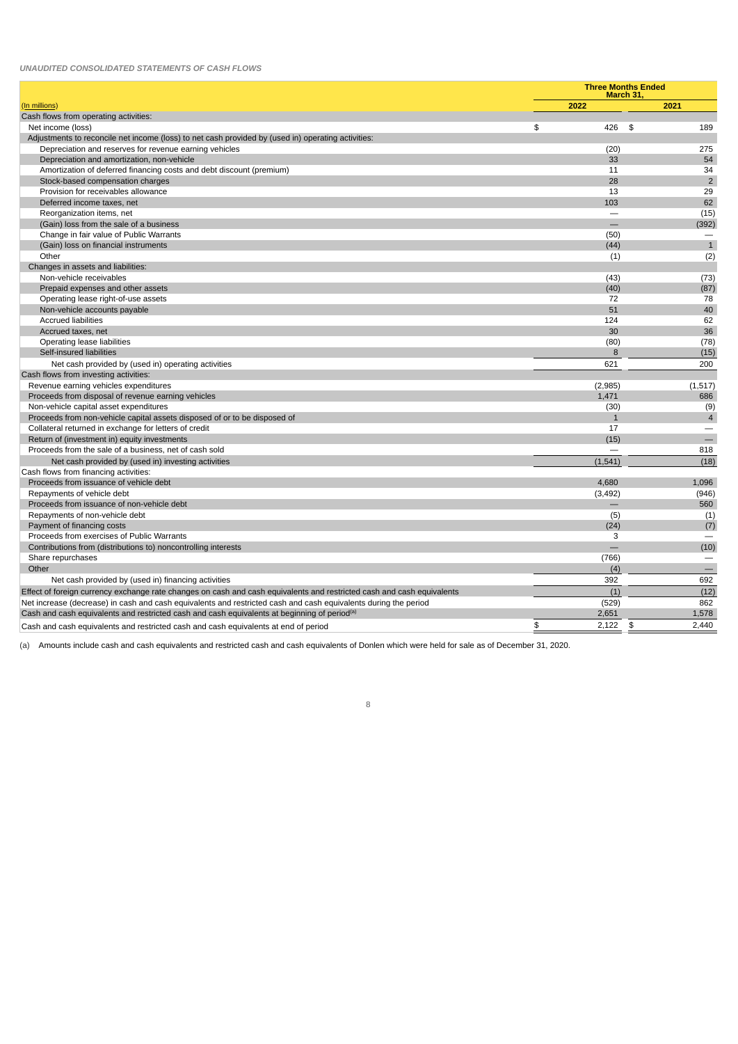*UNAUDITED CONSOLIDATED STATEMENTS OF CASH FLOWS*

| (In millions) | Three Months Ended March 31, 2022 | Three Months Ended March 31, 2021 |
|---|---|---|
| Cash flows from operating activities: | | |
| Net income (loss) | $ 426 | $ 189 |
| Adjustments to reconcile net income (loss) to net cash provided by (used in) operating activities: | | |
| Depreciation and reserves for revenue earning vehicles | (20) | 275 |
| Depreciation and amortization, non-vehicle | 33 | 54 |
| Amortization of deferred financing costs and debt discount (premium) | 11 | 34 |
| Stock-based compensation charges | 28 | 2 |
| Provision for receivables allowance | 13 | 29 |
| Deferred income taxes, net | 103 | 62 |
| Reorganization items, net | — | (15) |
| (Gain) loss from the sale of a business | — | (392) |
| Change in fair value of Public Warrants | (50) | — |
| (Gain) loss on financial instruments | (44) | 1 |
| Other | (1) | (2) |
| Changes in assets and liabilities: | | |
| Non-vehicle receivables | (43) | (73) |
| Prepaid expenses and other assets | (40) | (87) |
| Operating lease right-of-use assets | 72 | 78 |
| Non-vehicle accounts payable | 51 | 40 |
| Accrued liabilities | 124 | 62 |
| Accrued taxes, net | 30 | 36 |
| Operating lease liabilities | (80) | (78) |
| Self-insured liabilities | 8 | (15) |
| Net cash provided by (used in) operating activities | 621 | 200 |
| Cash flows from investing activities: | | |
| Revenue earning vehicles expenditures | (2,985) | (1,517) |
| Proceeds from disposal of revenue earning vehicles | 1,471 | 686 |
| Non-vehicle capital asset expenditures | (30) | (9) |
| Proceeds from non-vehicle capital assets disposed of or to be disposed of | 1 | 4 |
| Collateral returned in exchange for letters of credit | 17 | — |
| Return of (investment in) equity investments | (15) | — |
| Proceeds from the sale of a business, net of cash sold | — | 818 |
| Net cash provided by (used in) investing activities | (1,541) | (18) |
| Cash flows from financing activities: | | |
| Proceeds from issuance of vehicle debt | 4,680 | 1,096 |
| Repayments of vehicle debt | (3,492) | (946) |
| Proceeds from issuance of non-vehicle debt | — | 560 |
| Repayments of non-vehicle debt | (5) | (1) |
| Payment of financing costs | (24) | (7) |
| Proceeds from exercises of Public Warrants | 3 | — |
| Contributions from (distributions to) noncontrolling interests | — | (10) |
| Share repurchases | (766) | — |
| Other | (4) | — |
| Net cash provided by (used in) financing activities | 392 | 692 |
| Effect of foreign currency exchange rate changes on cash and cash equivalents and restricted cash and cash equivalents | (1) | (12) |
| Net increase (decrease) in cash and cash equivalents and restricted cash and cash equivalents during the period | (529) | 862 |
| Cash and cash equivalents and restricted cash and cash equivalents at beginning of period[(a)] | 2,651 | 1,578 |
| Cash and cash equivalents and restricted cash and cash equivalents at end of period | $ 2,122 | $ 2,440 |

(a) Amounts include cash and cash equivalents and restricted cash and cash equivalents of Donlen which were held for sale as of December 31, 2020.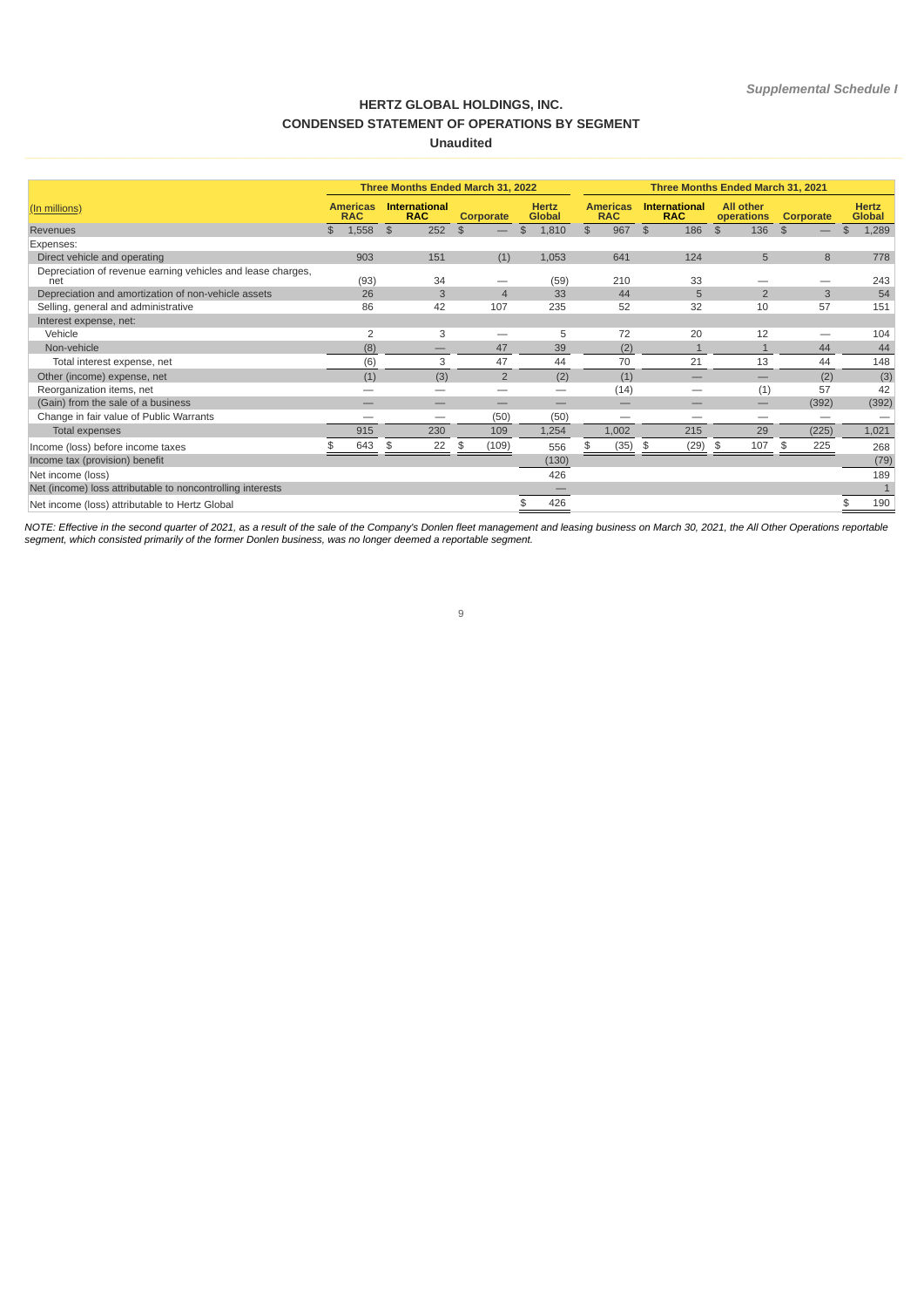*Supplemental Schedule I*

# HERTZ GLOBAL HOLDINGS, INC.
## CONDENSED STATEMENT OF OPERATIONS BY SEGMENT
### Unaudited

| (In millions) | Three Months Ended March 31, 2022 | | | | Three Months Ended March 31, 2021 | | | | |
|---|---|---|---|---|---|---|---|---|---|
| | Americas RAC | International RAC | Corporate | Hertz Global | Americas RAC | International RAC | All other operations | Corporate | Hertz Global |
| Revenues | $ 1,558 | $ 252 | $ — | $ 1,810 | $ 967 | $ 186 | $ 136 | $ — | $ 1,289 |
| Expenses: | | | | | | | | | |
| Direct vehicle and operating | 903 | 151 | (1) | 1,053 | 641 | 124 | 5 | 8 | 778 |
| Depreciation of revenue earning vehicles and lease charges, net | (93) | 34 | — | (59) | 210 | 33 | — | — | 243 |
| Depreciation and amortization of non-vehicle assets | 26 | 3 | 4 | 33 | 44 | 5 | 2 | 3 | 54 |
| Selling, general and administrative | 86 | 42 | 107 | 235 | 52 | 32 | 10 | 57 | 151 |
| Interest expense, net: | | | | | | | | | |
| Vehicle | 2 | 3 | — | 5 | 72 | 20 | 12 | — | 104 |
| Non-vehicle | (8) | — | 47 | 39 | (2) | 1 | 1 | 44 | 44 |
| Total interest expense, net | (6) | 3 | 47 | 44 | 70 | 21 | 13 | 44 | 148 |
| Other (income) expense, net | (1) | (3) | 2 | (2) | (1) | — | — | (2) | (3) |
| Reorganization items, net | — | — | — | — | (14) | — | (1) | 57 | 42 |
| (Gain) from the sale of a business | — | — | — | — | — | — | — | (392) | (392) |
| Change in fair value of Public Warrants | — | — | (50) | (50) | — | — | — | — | — |
| Total expenses | 915 | 230 | 109 | 1,254 | 1,002 | 215 | 29 | (225) | 1,021 |
| Income (loss) before income taxes | $ 643 | $ 22 | $ (109) | 556 | $ (35) | $ (29) | $ 107 | $ 225 | 268 |
| Income tax (provision) benefit | | | | (130) | | | | | (79) |
| Net income (loss) | | | | 426 | | | | | 189 |
| Net (income) loss attributable to noncontrolling interests | | | | — | | | | | 1 |
| Net income (loss) attributable to Hertz Global | | | | $ 426 | | | | | $ 190 |

*NOTE: Effective in the second quarter of 2021, as a result of the sale of the Company's Donlen fleet management and leasing business on March 30, 2021, the All Other Operations reportable segment, which consisted primarily of the former Donlen business, was no longer deemed a reportable segment.*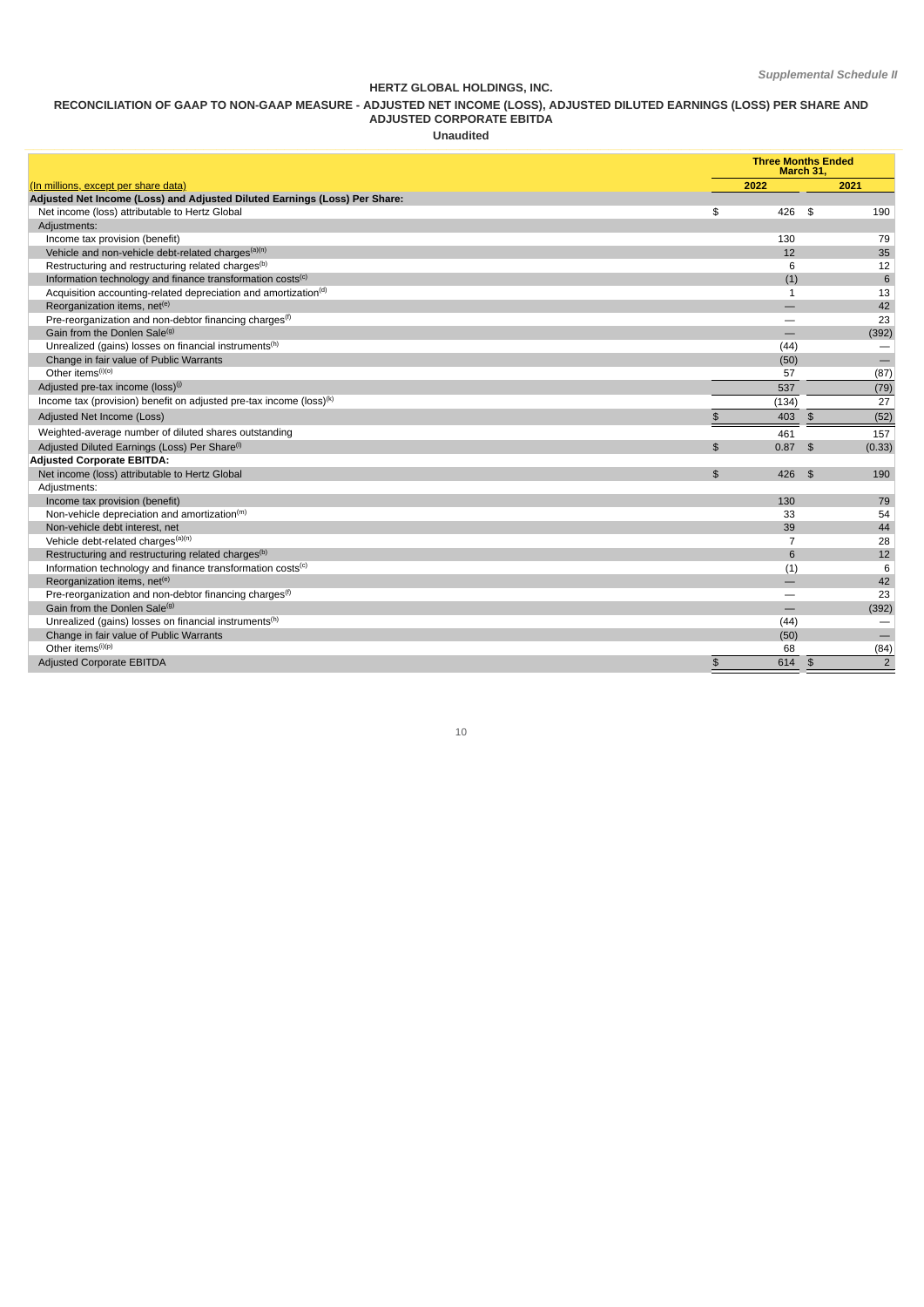*Supplemental Schedule II*

**HERTZ GLOBAL HOLDINGS, INC.**

**RECONCILIATION OF GAAP TO NON-GAAP MEASURE - ADJUSTED NET INCOME (LOSS), ADJUSTED DILUTED EARNINGS (LOSS) PER SHARE AND ADJUSTED CORPORATE EBITDA**

**Unaudited**

| (In millions, except per share data) | Three Months Ended March 31, 2022 | Three Months Ended March 31, 2021 |
|---|---|---|
| **Adjusted Net Income (Loss) and Adjusted Diluted Earnings (Loss) Per Share:** | | |
| Net income (loss) attributable to Hertz Global | $ 426 | $ 190 |
| Adjustments: | | |
| Income tax provision (benefit) | 130 | 79 |
| Vehicle and non-vehicle debt-related charges[(a)(n)] | 12 | 35 |
| Restructuring and restructuring related charges[(b)] | 6 | 12 |
| Information technology and finance transformation costs[(c)] | (1) | 6 |
| Acquisition accounting-related depreciation and amortization[(d)] | 1 | 13 |
| Reorganization items, net[(e)] | — | 42 |
| Pre-reorganization and non-debtor financing charges[(f)] | — | 23 |
| Gain from the Donlen Sale[(g)] | — | (392) |
| Unrealized (gains) losses on financial instruments[(h)] | (44) | — |
| Change in fair value of Public Warrants | (50) | — |
| Other items[(i)(o)] | 57 | (87) |
| Adjusted pre-tax income (loss)[(j)] | 537 | (79) |
| Income tax (provision) benefit on adjusted pre-tax income (loss)[(k)] | (134) | 27 |
| Adjusted Net Income (Loss) | $ 403 | $ (52) |
| Weighted-average number of diluted shares outstanding | 461 | 157 |
| Adjusted Diluted Earnings (Loss) Per Share[(l)] | $ 0.87 | $ (0.33) |
| **Adjusted Corporate EBITDA:** | | |
| Net income (loss) attributable to Hertz Global | $ 426 | $ 190 |
| Adjustments: | | |
| Income tax provision (benefit) | 130 | 79 |
| Non-vehicle depreciation and amortization[(m)] | 33 | 54 |
| Non-vehicle debt interest, net | 39 | 44 |
| Vehicle debt-related charges[(a)(n)] | 7 | 28 |
| Restructuring and restructuring related charges[(b)] | 6 | 12 |
| Information technology and finance transformation costs[(c)] | (1) | 6 |
| Reorganization items, net[(e)] | — | 42 |
| Pre-reorganization and non-debtor financing charges[(f)] | — | 23 |
| Gain from the Donlen Sale[(g)] | — | (392) |
| Unrealized (gains) losses on financial instruments[(h)] | (44) | — |
| Change in fair value of Public Warrants | (50) | — |
| Other items[(i)(p)] | 68 | (84) |
| Adjusted Corporate EBITDA | $ 614 | $ 2 |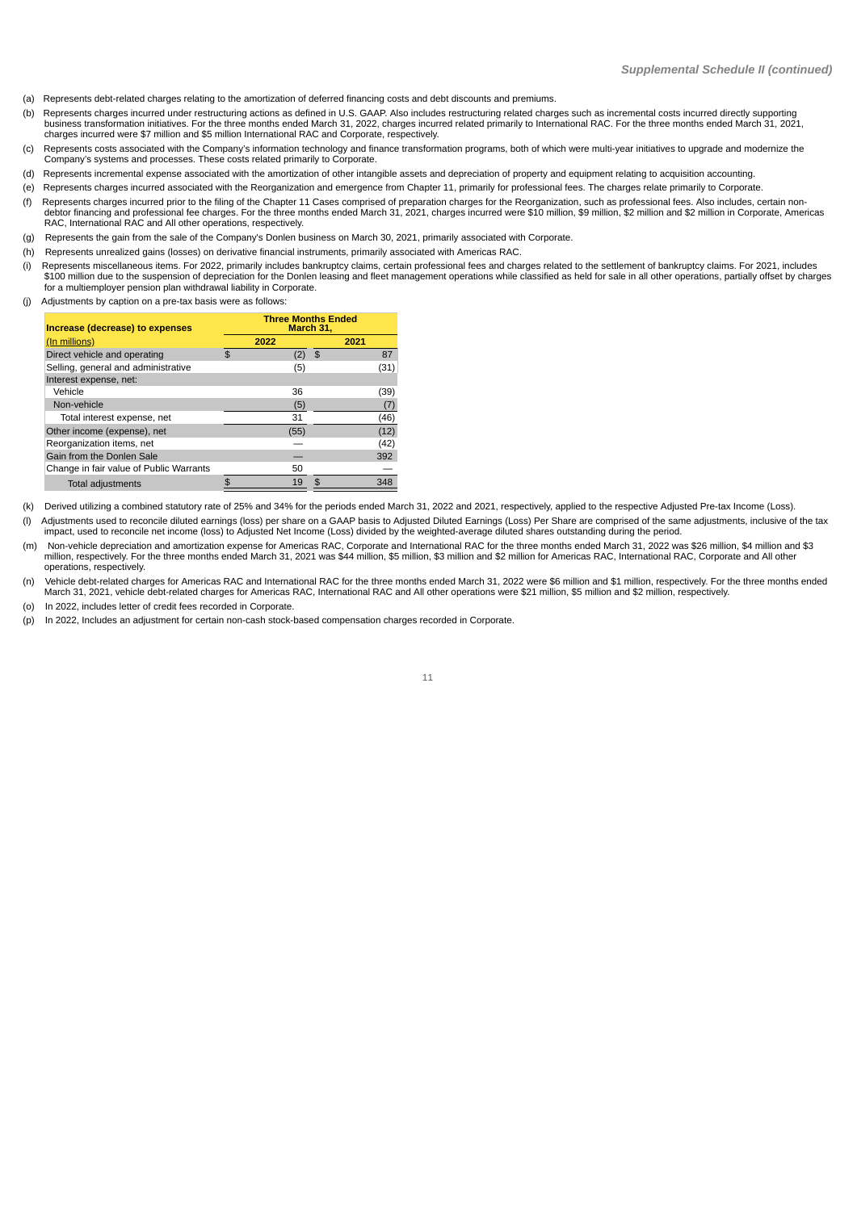*Supplemental Schedule II (continued)*

(a) Represents debt-related charges relating to the amortization of deferred financing costs and debt discounts and premiums.

(b) Represents charges incurred under restructuring actions as defined in U.S. GAAP. Also includes restructuring related charges such as incremental costs incurred directly supporting business transformation initiatives. For the three months ended March 31, 2022, charges incurred related primarily to International RAC. For the three months ended March 31, 2021, charges incurred were $7 million and $5 million International RAC and Corporate, respectively.

(c) Represents costs associated with the Company's information technology and finance transformation programs, both of which were multi-year initiatives to upgrade and modernize the Company's systems and processes. These costs related primarily to Corporate.

(d) Represents incremental expense associated with the amortization of other intangible assets and depreciation of property and equipment relating to acquisition accounting.

(e) Represents charges incurred associated with the Reorganization and emergence from Chapter 11, primarily for professional fees. The charges relate primarily to Corporate.

(f) Represents charges incurred prior to the filing of the Chapter 11 Cases comprised of preparation charges for the Reorganization, such as professional fees. Also includes, certain non-debtor financing and professional fee charges. For the three months ended March 31, 2021, charges incurred were $10 million, $9 million, $2 million and $2 million in Corporate, Americas RAC, International RAC and All other operations, respectively.

(g) Represents the gain from the sale of the Company's Donlen business on March 30, 2021, primarily associated with Corporate.

(h) Represents unrealized gains (losses) on derivative financial instruments, primarily associated with Americas RAC.

(i) Represents miscellaneous items. For 2022, primarily includes bankruptcy claims, certain professional fees and charges related to the settlement of bankruptcy claims. For 2021, includes $100 million due to the suspension of depreciation for the Donlen leasing and fleet management operations while classified as held for sale in all other operations, partially offset by charges for a multiemployer pension plan withdrawal liability in Corporate.

(j) Adjustments by caption on a pre-tax basis were as follows:

| Increase (decrease) to expenses | Three Months Ended March 31, | |
|---|---|---|
| (In millions) | 2022 | 2021 |
| Direct vehicle and operating | $ (2) | $ 87 |
| Selling, general and administrative | (5) | (31) |
| Interest expense, net: | | |
| Vehicle | 36 | (39) |
| Non-vehicle | (5) | (7) |
| Total interest expense, net | 31 | (46) |
| Other income (expense), net | (55) | (12) |
| Reorganization items, net | — | (42) |
| Gain from the Donlen Sale | — | 392 |
| Change in fair value of Public Warrants | 50 | — |
| Total adjustments | $ 19 | $ 348 |

(k) Derived utilizing a combined statutory rate of 25% and 34% for the periods ended March 31, 2022 and 2021, respectively, applied to the respective Adjusted Pre-tax Income (Loss).

(l) Adjustments used to reconcile diluted earnings (loss) per share on a GAAP basis to Adjusted Diluted Earnings (Loss) Per Share are comprised of the same adjustments, inclusive of the tax impact, used to reconcile net income (loss) to Adjusted Net Income (Loss) divided by the weighted-average diluted shares outstanding during the period.

(m) Non-vehicle depreciation and amortization expense for Americas RAC, Corporate and International RAC for the three months ended March 31, 2022 was $26 million, $4 million and $3 million, respectively. For the three months ended March 31, 2021 was $44 million, $5 million, $3 million and $2 million for Americas RAC, International RAC, Corporate and All other operations, respectively.

(n) Vehicle debt-related charges for Americas RAC and International RAC for the three months ended March 31, 2022 were $6 million and $1 million, respectively. For the three months ended March 31, 2021, vehicle debt-related charges for Americas RAC, International RAC and All other operations were $21 million, $5 million and $2 million, respectively.

(o) In 2022, includes letter of credit fees recorded in Corporate.

(p) In 2022, Includes an adjustment for certain non-cash stock-based compensation charges recorded in Corporate.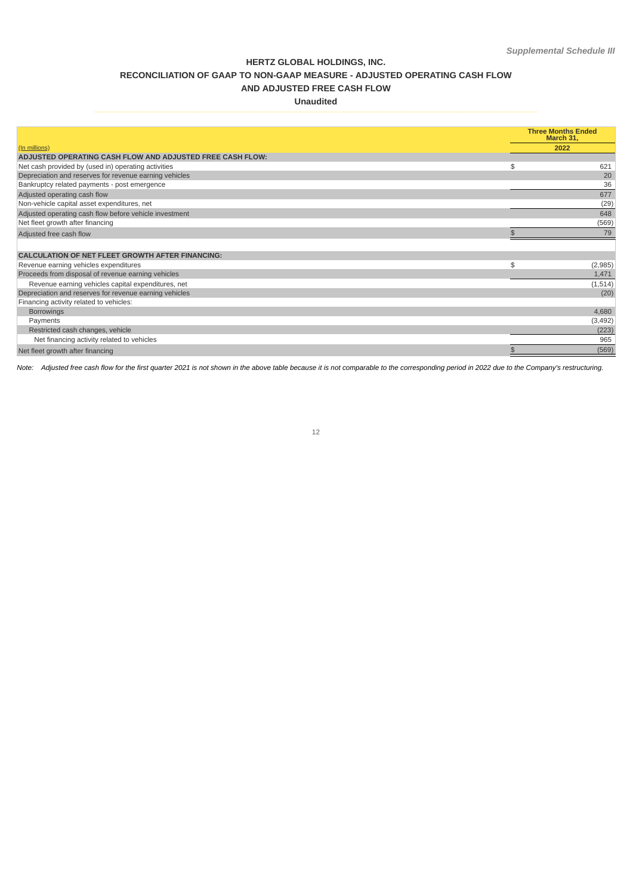*Supplemental Schedule III*

# HERTZ GLOBAL HOLDINGS, INC.
## RECONCILIATION OF GAAP TO NON-GAAP MEASURE - ADJUSTED OPERATING CASH FLOW AND ADJUSTED FREE CASH FLOW
### Unaudited

| (In millions) | Three Months Ended March 31, 2022 |
|---|---|
| **ADJUSTED OPERATING CASH FLOW AND ADJUSTED FREE CASH FLOW:** | |
| Net cash provided by (used in) operating activities | $ 621 |
| Depreciation and reserves for revenue earning vehicles | 20 |
| Bankruptcy related payments - post emergence | 36 |
| Adjusted operating cash flow | 677 |
| Non-vehicle capital asset expenditures, net | (29) |
| Adjusted operating cash flow before vehicle investment | 648 |
| Net fleet growth after financing | (569) |
| Adjusted free cash flow | $ 79 |
| | |
| **CALCULATION OF NET FLEET GROWTH AFTER FINANCING:** | |
| Revenue earning vehicles expenditures | $ (2,985) |
| Proceeds from disposal of revenue earning vehicles | 1,471 |
| Revenue earning vehicles capital expenditures, net | (1,514) |
| Depreciation and reserves for revenue earning vehicles | (20) |
| Financing activity related to vehicles: | |
| Borrowings | 4,680 |
| Payments | (3,492) |
| Restricted cash changes, vehicle | (223) |
| Net financing activity related to vehicles | 965 |
| Net fleet growth after financing | $ (569) |

*Note: Adjusted free cash flow for the first quarter 2021 is not shown in the above table because it is not comparable to the corresponding period in 2022 due to the Company's restructuring.*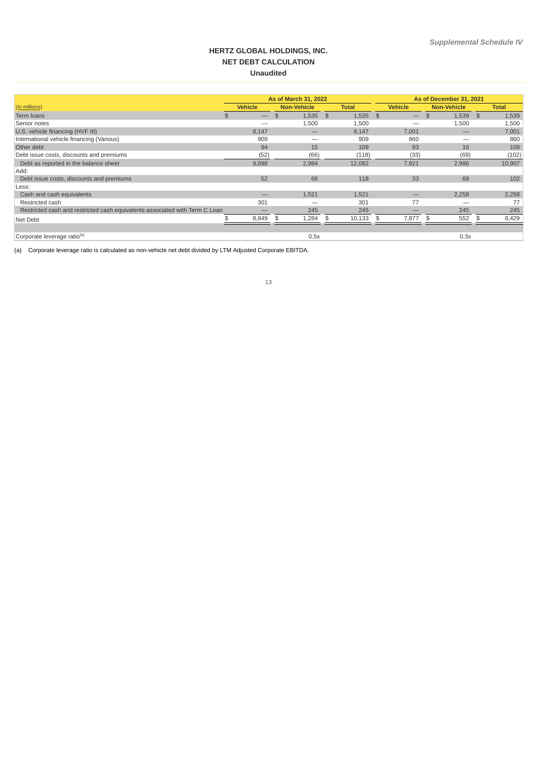*Supplemental Schedule IV*

# HERTZ GLOBAL HOLDINGS, INC.
## NET DEBT CALCULATION
### Unaudited

| (In millions) | As of March 31, 2022 | | | As of December 31, 2021 | | |
|---|---|---|---|---|---|---|
| | Vehicle | Non-Vehicle | Total | Vehicle | Non-Vehicle | Total |
| Term loans | $ — | $ 1,535 | $ 1,535 | $ — | $ 1,539 | $ 1,539 |
| Senior notes | — | 1,500 | 1,500 | — | 1,500 | 1,500 |
| U.S. vehicle financing (HVF III) | 8,147 | — | 8,147 | 7,001 | — | 7,001 |
| International vehicle financing (Various) | 909 | — | 909 | 860 | — | 860 |
| Other debt | 94 | 15 | 109 | 93 | 16 | 109 |
| Debt issue costs, discounts and premiums | (52) | (66) | (118) | (33) | (69) | (102) |
| Debt as reported in the balance sheet | 9,098 | 2,984 | 12,082 | 7,921 | 2,986 | 10,907 |
| Add: | | | | | | |
| Debt issue costs, discounts and premiums | 52 | 66 | 118 | 33 | 69 | 102 |
| Less: | | | | | | |
| Cash and cash equivalents | — | 1,521 | 1,521 | — | 2,258 | 2,258 |
| Restricted cash | 301 | — | 301 | 77 | — | 77 |
| Restricted cash and restricted cash equivalents associated with Term C Loan | — | 245 | 245 | — | 245 | 245 |
| Net Debt | $ 8,849 | $ 1,284 | $ 10,133 | $ 7,877 | $ 552 | $ 8,429 |
| | | | | | | |
| Corporate leverage ratio[(a)] | | 0.5x | | | 0.3x | |

(a) Corporate leverage ratio is calculated as non-vehicle net debt divided by LTM Adjusted Corporate EBITDA.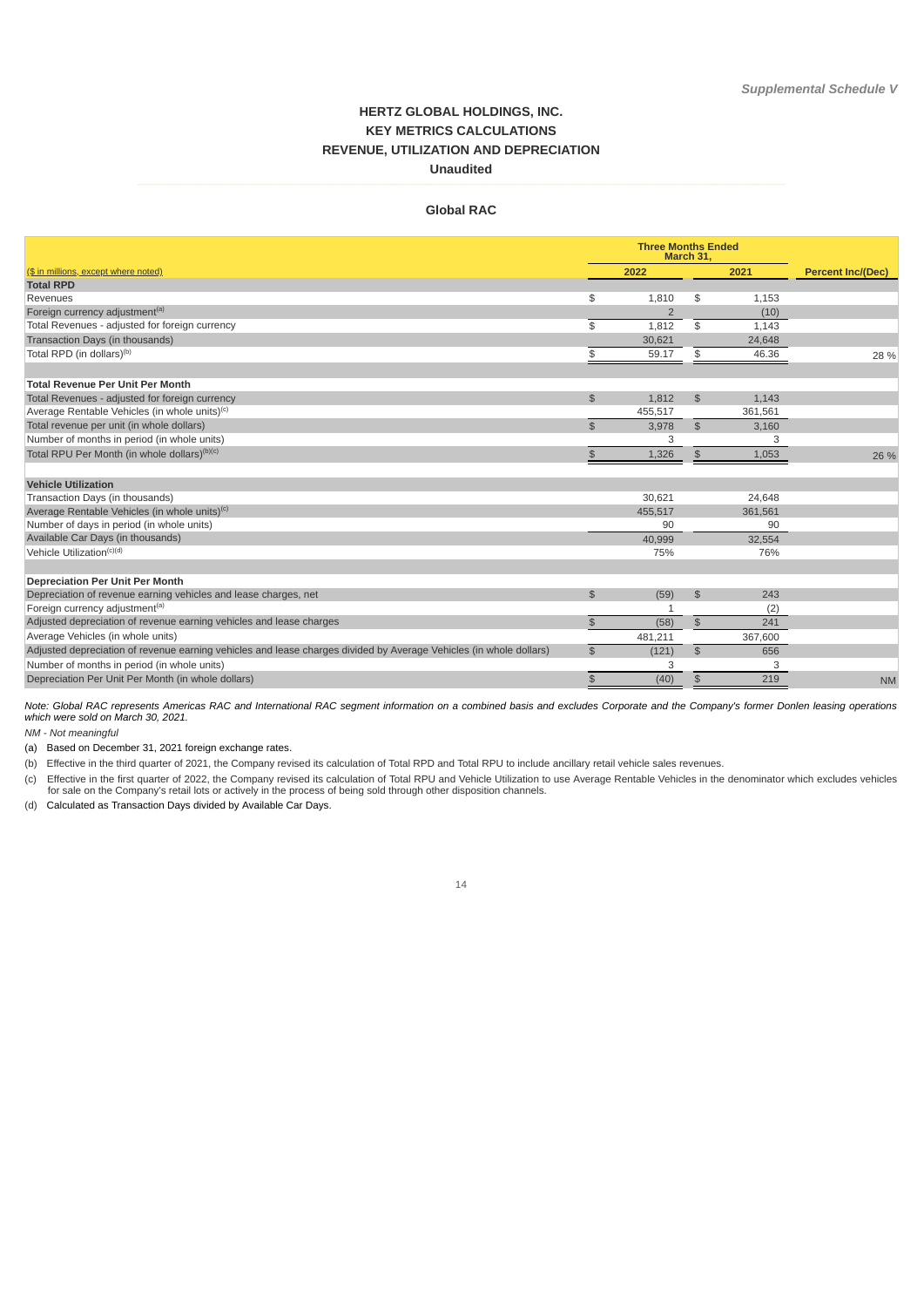*Supplemental Schedule V*

# HERTZ GLOBAL HOLDINGS, INC.
## KEY METRICS CALCULATIONS
## REVENUE, UTILIZATION AND DEPRECIATION
### Unaudited

### Global RAC

| ($ in millions, except where noted) | Three Months Ended March 31, 2022 | Three Months Ended March 31, 2021 | Percent Inc/(Dec) |
|---|---|---|---|
| **Total RPD** | | | |
| Revenues | $ 1,810 | $ 1,153 | |
| Foreign currency adjustment[(a)] | 2 | (10) | |
| Total Revenues - adjusted for foreign currency | $ 1,812 | $ 1,143 | |
| Transaction Days (in thousands) | 30,621 | 24,648 | |
| Total RPD (in dollars)[(b)] | $ 59.17 | $ 46.36 | 28 % |
| | | | |
| **Total Revenue Per Unit Per Month** | | | |
| Total Revenues - adjusted for foreign currency | $ 1,812 | $ 1,143 | |
| Average Rentable Vehicles (in whole units)[(c)] | 455,517 | 361,561 | |
| Total revenue per unit (in whole dollars) | $ 3,978 | $ 3,160 | |
| Number of months in period (in whole units) | 3 | 3 | |
| Total RPU Per Month (in whole dollars)[(b)(c)] | $ 1,326 | $ 1,053 | 26 % |
| | | | |
| **Vehicle Utilization** | | | |
| Transaction Days (in thousands) | 30,621 | 24,648 | |
| Average Rentable Vehicles (in whole units)[(c)] | 455,517 | 361,561 | |
| Number of days in period (in whole units) | 90 | 90 | |
| Available Car Days (in thousands) | 40,999 | 32,554 | |
| Vehicle Utilization[(c)(d)] | 75% | 76% | |
| | | | |
| **Depreciation Per Unit Per Month** | | | |
| Depreciation of revenue earning vehicles and lease charges, net | $ (59) | $ 243 | |
| Foreign currency adjustment[(a)] | 1 | (2) | |
| Adjusted depreciation of revenue earning vehicles and lease charges | $ (58) | $ 241 | |
| Average Vehicles (in whole units) | 481,211 | 367,600 | |
| Adjusted depreciation of revenue earning vehicles and lease charges divided by Average Vehicles (in whole dollars) | $ (121) | $ 656 | |
| Number of months in period (in whole units) | 3 | 3 | |
| Depreciation Per Unit Per Month (in whole dollars) | $ (40) | $ 219 | NM |

*Note: Global RAC represents Americas RAC and International RAC segment information on a combined basis and excludes Corporate and the Company's former Donlen leasing operations which were sold on March 30, 2021.*

*NM - Not meaningful*

(a) Based on December 31, 2021 foreign exchange rates.

(b) Effective in the third quarter of 2021, the Company revised its calculation of Total RPD and Total RPU to include ancillary retail vehicle sales revenues.

(c) Effective in the first quarter of 2022, the Company revised its calculation of Total RPU and Vehicle Utilization to use Average Rentable Vehicles in the denominator which excludes vehicles for sale on the Company's retail lots or actively in the process of being sold through other disposition channels.

(d) Calculated as Transaction Days divided by Available Car Days.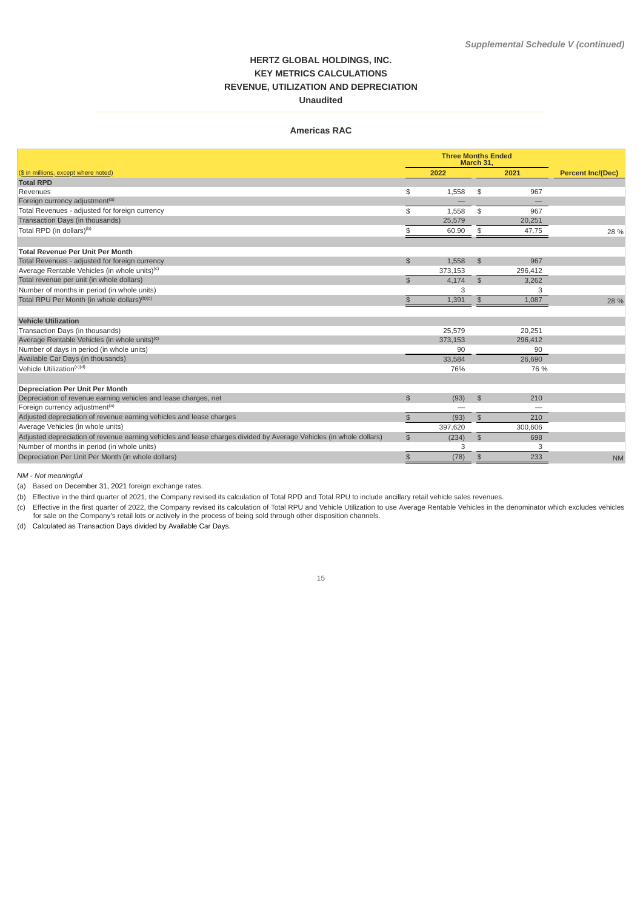*Supplemental Schedule V (continued)*

# HERTZ GLOBAL HOLDINGS, INC.
## KEY METRICS CALCULATIONS
## REVENUE, UTILIZATION AND DEPRECIATION
### Unaudited

### Americas RAC

| ($ in millions, except where noted) | Three Months Ended March 31, 2022 | Three Months Ended March 31, 2021 | Percent Inc/(Dec) |
|---|---|---|---|
| **Total RPD** | | | |
| Revenues | $ 1,558 | $ 967 | |
| Foreign currency adjustment[(a)] | — | — | |
| Total Revenues - adjusted for foreign currency | $ 1,558 | $ 967 | |
| Transaction Days (in thousands) | 25,579 | 20,251 | |
| Total RPD (in dollars)[(b)] | $ 60.90 | $ 47.75 | 28 % |
| **Total Revenue Per Unit Per Month** | | | |
| Total Revenues - adjusted for foreign currency | $ 1,558 | $ 967 | |
| Average Rentable Vehicles (in whole units)[(c)] | 373,153 | 296,412 | |
| Total revenue per unit (in whole dollars) | $ 4,174 | $ 3,262 | |
| Number of months in period (in whole units) | 3 | 3 | |
| Total RPU Per Month (in whole dollars)[(b)(c)] | $ 1,391 | $ 1,087 | 28 % |
| **Vehicle Utilization** | | | |
| Transaction Days (in thousands) | 25,579 | 20,251 | |
| Average Rentable Vehicles (in whole units)[(c)] | 373,153 | 296,412 | |
| Number of days in period (in whole units) | 90 | 90 | |
| Available Car Days (in thousands) | 33,584 | 26,690 | |
| Vehicle Utilization[(c)(d)] | 76% | 76 % | |
| **Depreciation Per Unit Per Month** | | | |
| Depreciation of revenue earning vehicles and lease charges, net | $ (93) | $ 210 | |
| Foreign currency adjustment[(a)] | — | — | |
| Adjusted depreciation of revenue earning vehicles and lease charges | $ (93) | $ 210 | |
| Average Vehicles (in whole units) | 397,620 | 300,606 | |
| Adjusted depreciation of revenue earning vehicles and lease charges divided by Average Vehicles (in whole dollars) | $ (234) | $ 698 | |
| Number of months in period (in whole units) | 3 | 3 | |
| Depreciation Per Unit Per Month (in whole dollars) | $ (78) | $ 233 | NM |

*NM - Not meaningful*

(a) Based on December 31, 2021 foreign exchange rates.

(b) Effective in the third quarter of 2021, the Company revised its calculation of Total RPD and Total RPU to include ancillary retail vehicle sales revenues.

(c) Effective in the first quarter of 2022, the Company revised its calculation of Total RPU and Vehicle Utilization to use Average Rentable Vehicles in the denominator which excludes vehicles for sale on the Company's retail lots or actively in the process of being sold through other disposition channels.

(d) Calculated as Transaction Days divided by Available Car Days.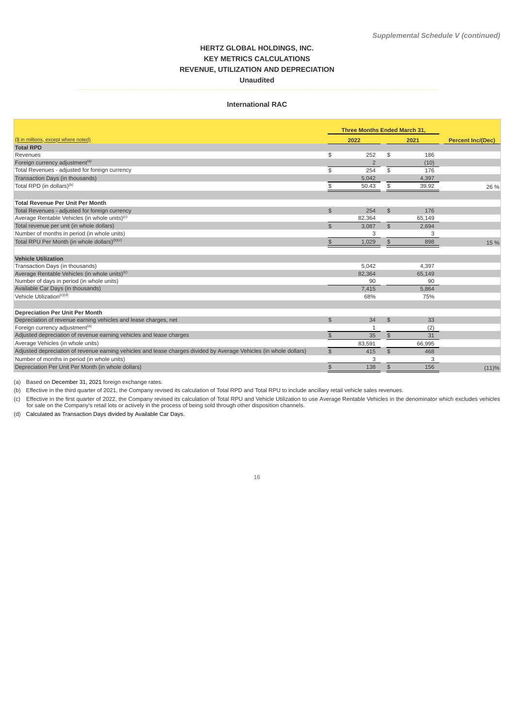*Supplemental Schedule V (continued)*

# HERTZ GLOBAL HOLDINGS, INC.
## KEY METRICS CALCULATIONS
## REVENUE, UTILIZATION AND DEPRECIATION
### Unaudited

### International RAC

| ($ in millions, except where noted) | Three Months Ended March 31, 2022 | Three Months Ended March 31, 2021 | Percent Inc/(Dec) |
|---|---|---|---|
| **Total RPD** | | | |
| Revenues | $ 252 | $ 186 | |
| Foreign currency adjustment[(a)] | 2 | (10) | |
| Total Revenues - adjusted for foreign currency | $ 254 | $ 176 | |
| Transaction Days (in thousands) | 5,042 | 4,397 | |
| Total RPD (in dollars)[(b)] | $ 50.43 | $ 39.92 | 26 % |
| | | | |
| **Total Revenue Per Unit Per Month** | | | |
| Total Revenues - adjusted for foreign currency | $ 254 | $ 176 | |
| Average Rentable Vehicles (in whole units)[(c)] | 82,364 | 65,149 | |
| Total revenue per unit (in whole dollars) | $ 3,087 | $ 2,694 | |
| Number of months in period (in whole units) | 3 | 3 | |
| Total RPU Per Month (in whole dollars)[(b)(c)] | $ 1,029 | $ 898 | 15 % |
| | | | |
| **Vehicle Utilization** | | | |
| Transaction Days (in thousands) | 5,042 | 4,397 | |
| Average Rentable Vehicles (in whole units)[(c)] | 82,364 | 65,149 | |
| Number of days in period (in whole units) | 90 | 90 | |
| Available Car Days (in thousands) | 7,415 | 5,864 | |
| Vehicle Utilization[(c)(d)] | 68% | 75% | |
| | | | |
| **Depreciation Per Unit Per Month** | | | |
| Depreciation of revenue earning vehicles and lease charges, net | $ 34 | $ 33 | |
| Foreign currency adjustment[(a)] | 1 | (2) | |
| Adjusted depreciation of revenue earning vehicles and lease charges | $ 35 | $ 31 | |
| Average Vehicles (in whole units) | 83,591 | 66,995 | |
| Adjusted depreciation of revenue earning vehicles and lease charges divided by Average Vehicles (in whole dollars) | $ 415 | $ 468 | |
| Number of months in period (in whole units) | 3 | 3 | |
| Depreciation Per Unit Per Month (in whole dollars) | $ 138 | $ 156 | (11)% |

(a) Based on December 31, 2021 foreign exchange rates.

(b) Effective in the third quarter of 2021, the Company revised its calculation of Total RPD and Total RPU to include ancillary retail vehicle sales revenues.

(c) Effective in the first quarter of 2022, the Company revised its calculation of Total RPU and Vehicle Utilization to use Average Rentable Vehicles in the denominator which excludes vehicles for sale on the Company's retail lots or actively in the process of being sold through other disposition channels.

(d) Calculated as Transaction Days divided by Available Car Days.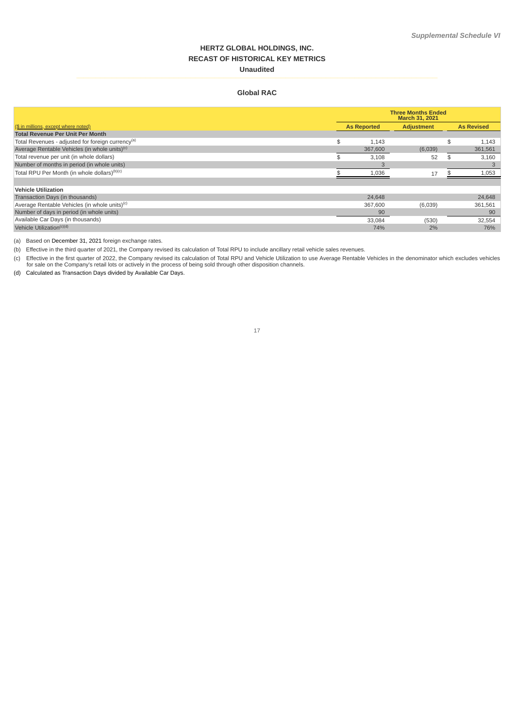*Supplemental Schedule VI*

# HERTZ GLOBAL HOLDINGS, INC.
## RECAST OF HISTORICAL KEY METRICS
### Unaudited

### Global RAC

| ($ in millions, except where noted) | Three Months Ended March 31, 2021 | | |
|---|---|---|---|
| | As Reported | Adjustment | As Revised |
| **Total Revenue Per Unit Per Month** | | | |
| Total Revenues - adjusted for foreign currency[(a)] | $ 1,143 | | $ 1,143 |
| Average Rentable Vehicles (in whole units)[(c)] | 367,600 | (6,039) | 361,561 |
| Total revenue per unit (in whole dollars) | $ 3,108 | 52 | $ 3,160 |
| Number of months in period (in whole units) | 3 | | 3 |
| Total RPU Per Month (in whole dollars)[(b)(c)] | $ 1,036 | 17 | $ 1,053 |
| | | | |
| **Vehicle Utilization** | | | |
| Transaction Days (in thousands) | 24,648 | | 24,648 |
| Average Rentable Vehicles (in whole units)[(c)] | 367,600 | (6,039) | 361,561 |
| Number of days in period (in whole units) | 90 | | 90 |
| Available Car Days (in thousands) | 33,084 | (530) | 32,554 |
| Vehicle Utilization[(c)(d)] | 74% | 2% | 76% |

(a) Based on December 31, 2021 foreign exchange rates.

(b) Effective in the third quarter of 2021, the Company revised its calculation of Total RPU to include ancillary retail vehicle sales revenues.

(c) Effective in the first quarter of 2022, the Company revised its calculation of Total RPU and Vehicle Utilization to use Average Rentable Vehicles in the denominator which excludes vehicles for sale on the Company's retail lots or actively in the process of being sold through other disposition channels.

(d) Calculated as Transaction Days divided by Available Car Days.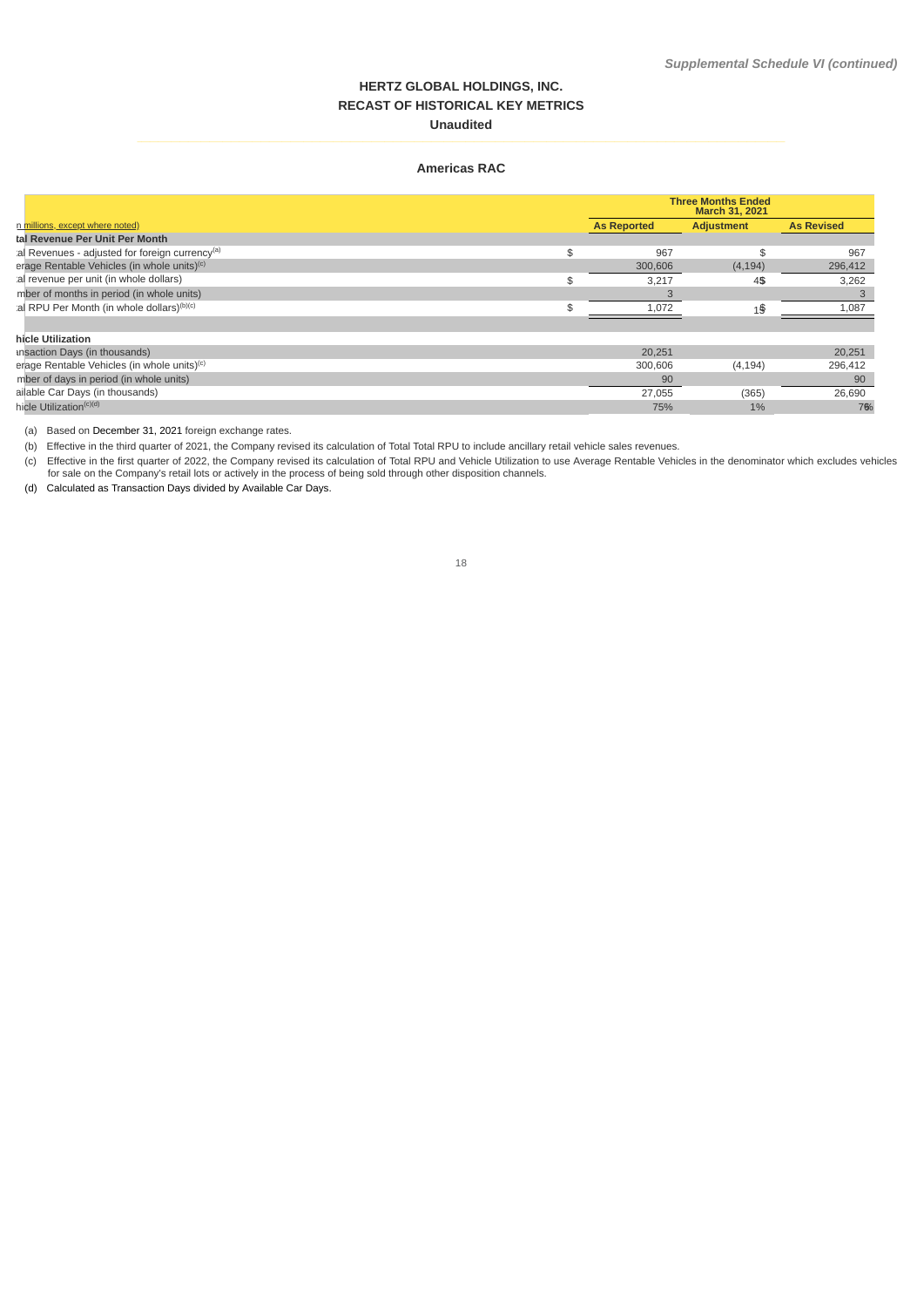*Supplemental Schedule VI (continued)*

# HERTZ GLOBAL HOLDINGS, INC.
## RECAST OF HISTORICAL KEY METRICS
### Unaudited

### Americas RAC

| | Three Months Ended March 31, 2021 | | |
|---|---|---|---|
| n millions, except where noted) | As Reported | Adjustment | As Revised |
| **tal Revenue Per Unit Per Month** | | | |
| al Revenues - adjusted for foreign currency[(a)] | $ 967 | $ | 967 |
| erage Rentable Vehicles (in whole units)[(c)] | 300,606 | (4,194) | 296,412 |
| al revenue per unit (in whole dollars) | $ 3,217 | 45 | $ 3,262 |
| mber of months in period (in whole units) | 3 | | 3 |
| al RPU Per Month (in whole dollars)[(b)(c)] | $ 1,072 | 15 | $ 1,087 |
| | | | |
| **hicle Utilization** | | | |
| nsaction Days (in thousands) | 20,251 | | 20,251 |
| erage Rentable Vehicles (in whole units)[(c)] | 300,606 | (4,194) | 296,412 |
| mber of days in period (in whole units) | 90 | | 90 |
| ailable Car Days (in thousands) | 27,055 | (365) | 26,690 |
| hicle Utilization[(c)(d)] | 75% | 1% | 76% |

(a) Based on December 31, 2021 foreign exchange rates.

(b) Effective in the third quarter of 2021, the Company revised its calculation of Total Total RPU to include ancillary retail vehicle sales revenues.

(c) Effective in the first quarter of 2022, the Company revised its calculation of Total RPU and Vehicle Utilization to use Average Rentable Vehicles in the denominator which excludes vehicles for sale on the Company's retail lots or actively in the process of being sold through other disposition channels.

(d) Calculated as Transaction Days divided by Available Car Days.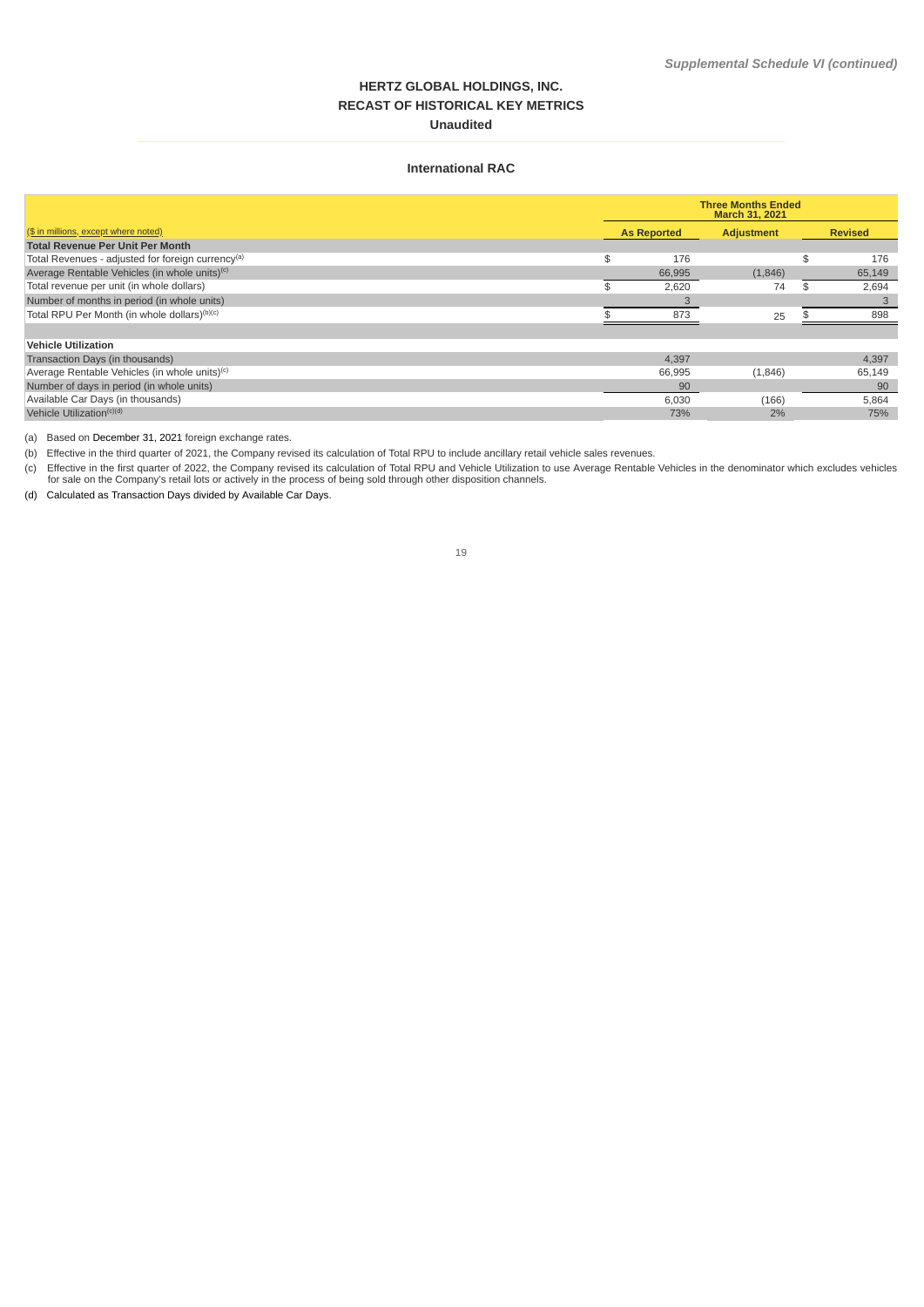*Supplemental Schedule VI (continued)*

# HERTZ GLOBAL HOLDINGS, INC.
## RECAST OF HISTORICAL KEY METRICS
### Unaudited

### International RAC

| | Three Months Ended March 31, 2021 | | |
|---|---|---|---|
| ($ in millions, except where noted) | As Reported | Adjustment | Revised |
| **Total Revenue Per Unit Per Month** | | | |
| Total Revenues - adjusted for foreign currency[a] | $ 176 | | $ 176 |
| Average Rentable Vehicles (in whole units)[c] | 66,995 | (1,846) | 65,149 |
| Total revenue per unit (in whole dollars) | $ 2,620 | 74 | $ 2,694 |
| Number of months in period (in whole units) | 3 | | 3 |
| Total RPU Per Month (in whole dollars)[b][c] | $ 873 | 25 | $ 898 |
| | | | |
| **Vehicle Utilization** | | | |
| Transaction Days (in thousands) | 4,397 | | 4,397 |
| Average Rentable Vehicles (in whole units)[c] | 66,995 | (1,846) | 65,149 |
| Number of days in period (in whole units) | 90 | | 90 |
| Available Car Days (in thousands) | 6,030 | (166) | 5,864 |
| Vehicle Utilization[c][d] | 73% | 2% | 75% |

(a) Based on December 31, 2021 foreign exchange rates.

(b) Effective in the third quarter of 2021, the Company revised its calculation of Total RPU to include ancillary retail vehicle sales revenues.

(c) Effective in the first quarter of 2022, the Company revised its calculation of Total RPU and Vehicle Utilization to use Average Rentable Vehicles in the denominator which excludes vehicles for sale on the Company's retail lots or actively in the process of being sold through other disposition channels.

(d) Calculated as Transaction Days divided by Available Car Days.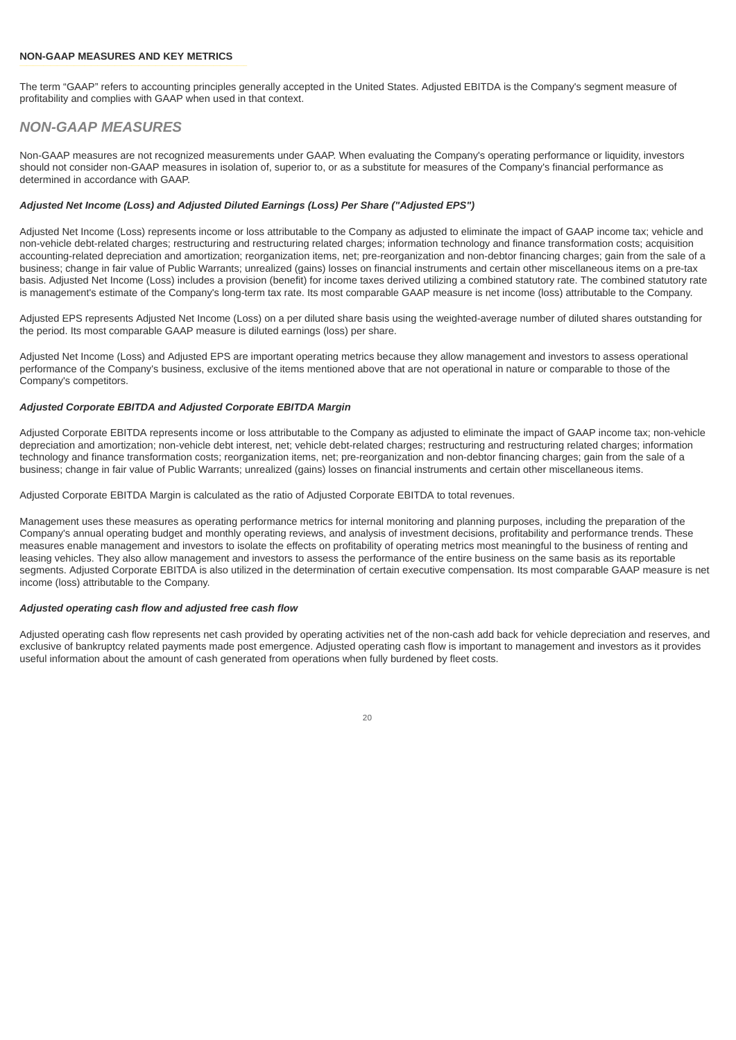## NON-GAAP MEASURES AND KEY METRICS

The term “GAAP” refers to accounting principles generally accepted in the United States. Adjusted EBITDA is the Company's segment measure of profitability and complies with GAAP when used in that context.

## *NON-GAAP MEASURES*

Non-GAAP measures are not recognized measurements under GAAP. When evaluating the Company's operating performance or liquidity, investors should not consider non-GAAP measures in isolation of, superior to, or as a substitute for measures of the Company's financial performance as determined in accordance with GAAP.

### *Adjusted Net Income (Loss) and Adjusted Diluted Earnings (Loss) Per Share ("Adjusted EPS")*

Adjusted Net Income (Loss) represents income or loss attributable to the Company as adjusted to eliminate the impact of GAAP income tax; vehicle and non-vehicle debt-related charges; restructuring and restructuring related charges; information technology and finance transformation costs; acquisition accounting-related depreciation and amortization; reorganization items, net; pre-reorganization and non-debtor financing charges; gain from the sale of a business; change in fair value of Public Warrants; unrealized (gains) losses on financial instruments and certain other miscellaneous items on a pre-tax basis. Adjusted Net Income (Loss) includes a provision (benefit) for income taxes derived utilizing a combined statutory rate. The combined statutory rate is management's estimate of the Company's long-term tax rate. Its most comparable GAAP measure is net income (loss) attributable to the Company.

Adjusted EPS represents Adjusted Net Income (Loss) on a per diluted share basis using the weighted-average number of diluted shares outstanding for the period. Its most comparable GAAP measure is diluted earnings (loss) per share.

Adjusted Net Income (Loss) and Adjusted EPS are important operating metrics because they allow management and investors to assess operational performance of the Company's business, exclusive of the items mentioned above that are not operational in nature or comparable to those of the Company's competitors.

### *Adjusted Corporate EBITDA and Adjusted Corporate EBITDA Margin*

Adjusted Corporate EBITDA represents income or loss attributable to the Company as adjusted to eliminate the impact of GAAP income tax; non-vehicle depreciation and amortization; non-vehicle debt interest, net; vehicle debt-related charges; restructuring and restructuring related charges; information technology and finance transformation costs; reorganization items, net; pre-reorganization and non-debtor financing charges; gain from the sale of a business; change in fair value of Public Warrants; unrealized (gains) losses on financial instruments and certain other miscellaneous items.

Adjusted Corporate EBITDA Margin is calculated as the ratio of Adjusted Corporate EBITDA to total revenues.

Management uses these measures as operating performance metrics for internal monitoring and planning purposes, including the preparation of the Company's annual operating budget and monthly operating reviews, and analysis of investment decisions, profitability and performance trends. These measures enable management and investors to isolate the effects on profitability of operating metrics most meaningful to the business of renting and leasing vehicles. They also allow management and investors to assess the performance of the entire business on the same basis as its reportable segments. Adjusted Corporate EBITDA is also utilized in the determination of certain executive compensation. Its most comparable GAAP measure is net income (loss) attributable to the Company.

### *Adjusted operating cash flow and adjusted free cash flow*

Adjusted operating cash flow represents net cash provided by operating activities net of the non-cash add back for vehicle depreciation and reserves, and exclusive of bankruptcy related payments made post emergence. Adjusted operating cash flow is important to management and investors as it provides useful information about the amount of cash generated from operations when fully burdened by fleet costs.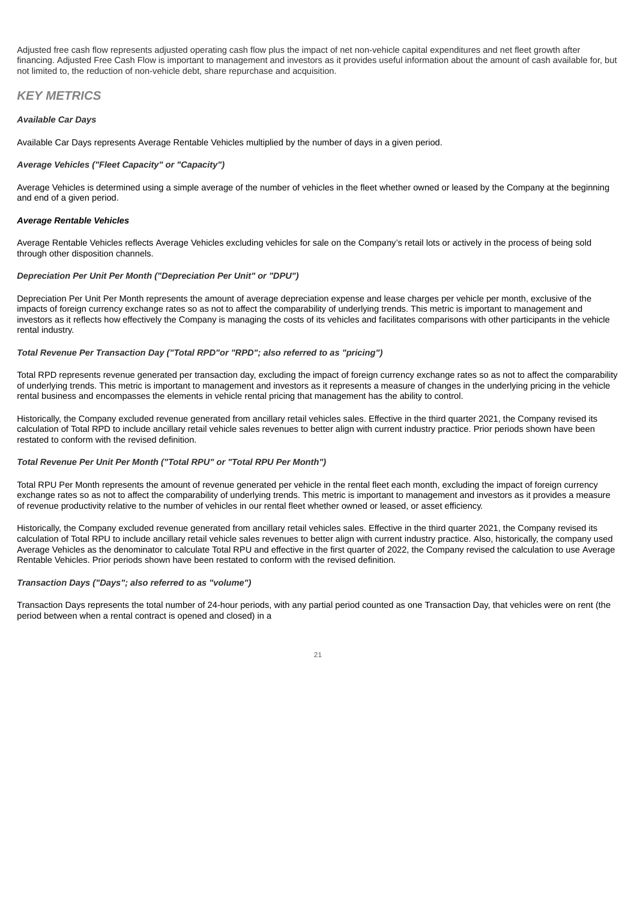Adjusted free cash flow represents adjusted operating cash flow plus the impact of net non-vehicle capital expenditures and net fleet growth after financing. Adjusted Free Cash Flow is important to management and investors as it provides useful information about the amount of cash available for, but not limited to, the reduction of non-vehicle debt, share repurchase and acquisition.

## *KEY METRICS*

***Available Car Days***

Available Car Days represents Average Rentable Vehicles multiplied by the number of days in a given period.

***Average Vehicles ("Fleet Capacity" or "Capacity")***

Average Vehicles is determined using a simple average of the number of vehicles in the fleet whether owned or leased by the Company at the beginning and end of a given period.

***Average Rentable Vehicles***

Average Rentable Vehicles reflects Average Vehicles excluding vehicles for sale on the Company's retail lots or actively in the process of being sold through other disposition channels.

***Depreciation Per Unit Per Month ("Depreciation Per Unit" or "DPU")***

Depreciation Per Unit Per Month represents the amount of average depreciation expense and lease charges per vehicle per month, exclusive of the impacts of foreign currency exchange rates so as not to affect the comparability of underlying trends. This metric is important to management and investors as it reflects how effectively the Company is managing the costs of its vehicles and facilitates comparisons with other participants in the vehicle rental industry.

***Total Revenue Per Transaction Day ("Total RPD"or "RPD"; also referred to as "pricing")***

Total RPD represents revenue generated per transaction day, excluding the impact of foreign currency exchange rates so as not to affect the comparability of underlying trends. This metric is important to management and investors as it represents a measure of changes in the underlying pricing in the vehicle rental business and encompasses the elements in vehicle rental pricing that management has the ability to control.

Historically, the Company excluded revenue generated from ancillary retail vehicles sales. Effective in the third quarter 2021, the Company revised its calculation of Total RPD to include ancillary retail vehicle sales revenues to better align with current industry practice. Prior periods shown have been restated to conform with the revised definition.

***Total Revenue Per Unit Per Month ("Total RPU" or "Total RPU Per Month")***

Total RPU Per Month represents the amount of revenue generated per vehicle in the rental fleet each month, excluding the impact of foreign currency exchange rates so as not to affect the comparability of underlying trends. This metric is important to management and investors as it provides a measure of revenue productivity relative to the number of vehicles in our rental fleet whether owned or leased, or asset efficiency.

Historically, the Company excluded revenue generated from ancillary retail vehicles sales. Effective in the third quarter 2021, the Company revised its calculation of Total RPU to include ancillary retail vehicle sales revenues to better align with current industry practice. Also, historically, the company used Average Vehicles as the denominator to calculate Total RPU and effective in the first quarter of 2022, the Company revised the calculation to use Average Rentable Vehicles. Prior periods shown have been restated to conform with the revised definition.

***Transaction Days ("Days"; also referred to as "volume")***

Transaction Days represents the total number of 24-hour periods, with any partial period counted as one Transaction Day, that vehicles were on rent (the period between when a rental contract is opened and closed) in a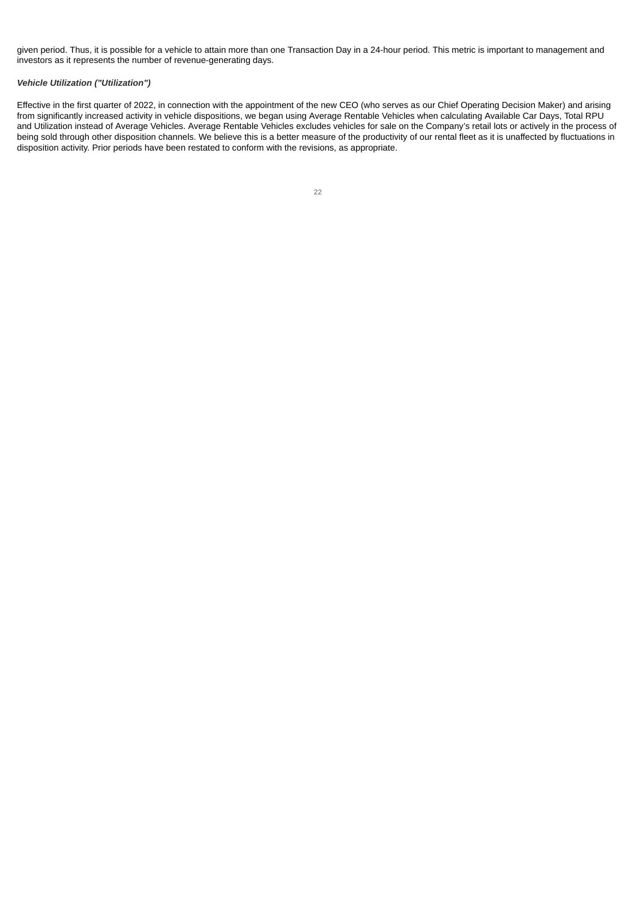given period. Thus, it is possible for a vehicle to attain more than one Transaction Day in a 24-hour period. This metric is important to management and investors as it represents the number of revenue-generating days.

***Vehicle Utilization ("Utilization")***

Effective in the first quarter of 2022, in connection with the appointment of the new CEO (who serves as our Chief Operating Decision Maker) and arising from significantly increased activity in vehicle dispositions, we began using Average Rentable Vehicles when calculating Available Car Days, Total RPU and Utilization instead of Average Vehicles. Average Rentable Vehicles excludes vehicles for sale on the Company's retail lots or actively in the process of being sold through other disposition channels. We believe this is a better measure of the productivity of our rental fleet as it is unaffected by fluctuations in disposition activity. Prior periods have been restated to conform with the revisions, as appropriate.